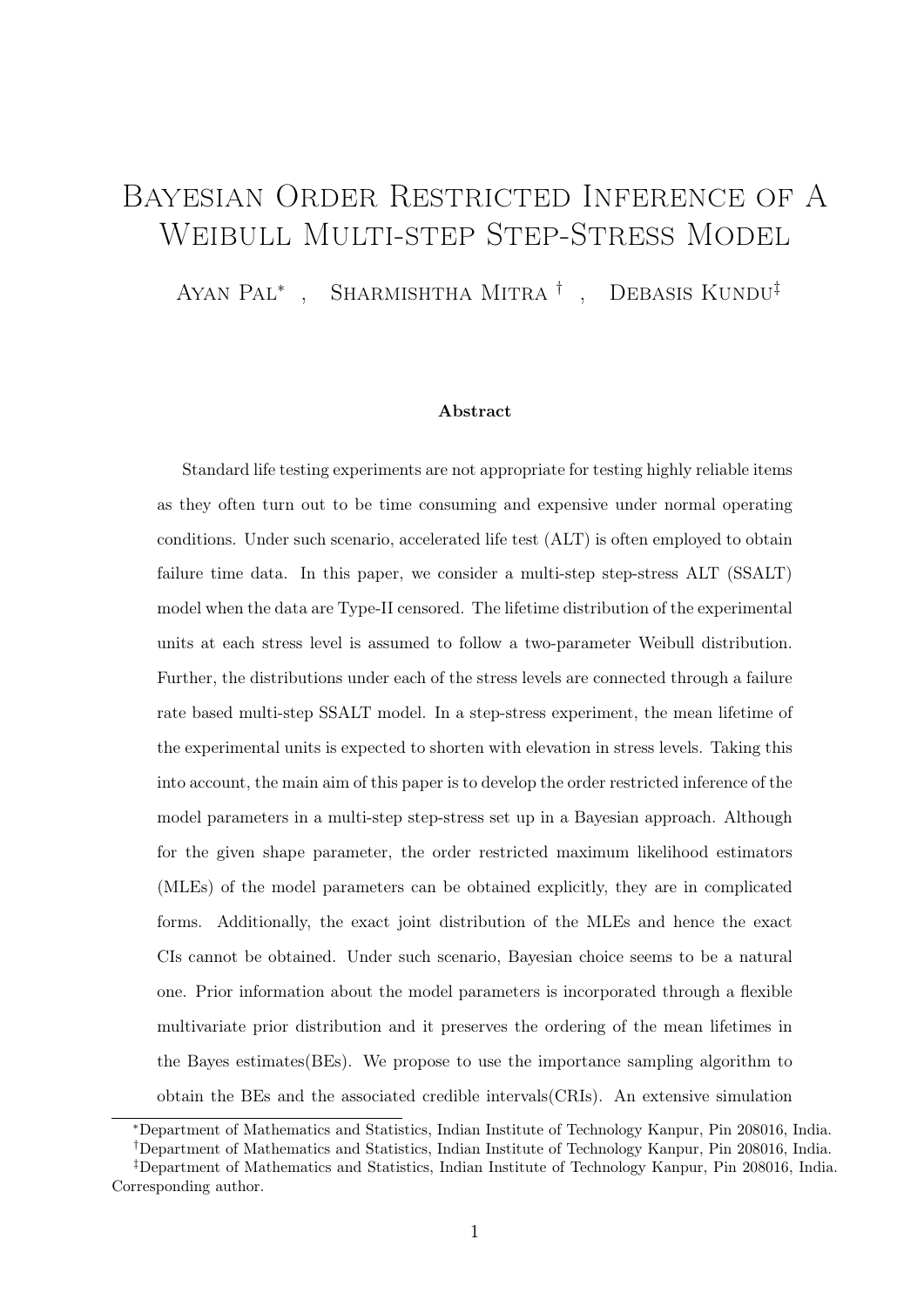# Bayesian Order Restricted Inference of A Weibull Multi-step Step-Stress Model

Ayan Pal[*] , Sharmishtha Mitra[†] , Debasis Kundu[‡]

### Abstract

Standard life testing experiments are not appropriate for testing highly reliable items as they often turn out to be time consuming and expensive under normal operating conditions. Under such scenario, accelerated life test (ALT) is often employed to obtain failure time data. In this paper, we consider a multi-step step-stress ALT (SSALT) model when the data are Type-II censored. The lifetime distribution of the experimental units at each stress level is assumed to follow a two-parameter Weibull distribution. Further, the distributions under each of the stress levels are connected through a failure rate based multi-step SSALT model. In a step-stress experiment, the mean lifetime of the experimental units is expected to shorten with elevation in stress levels. Taking this into account, the main aim of this paper is to develop the order restricted inference of the model parameters in a multi-step step-stress set up in a Bayesian approach. Although for the given shape parameter, the order restricted maximum likelihood estimators (MLEs) of the model parameters can be obtained explicitly, they are in complicated forms. Additionally, the exact joint distribution of the MLEs and hence the exact CIs cannot be obtained. Under such scenario, Bayesian choice seems to be a natural one. Prior information about the model parameters is incorporated through a flexible multivariate prior distribution and it preserves the ordering of the mean lifetimes in the Bayes estimates(BEs). We propose to use the importance sampling algorithm to obtain the BEs and the associated credible intervals(CRIs). An extensive simulation

[*]Department of Mathematics and Statistics, Indian Institute of Technology Kanpur, Pin 208016, India.

[†]Department of Mathematics and Statistics, Indian Institute of Technology Kanpur, Pin 208016, India.

[‡]Department of Mathematics and Statistics, Indian Institute of Technology Kanpur, Pin 208016, India. Corresponding author.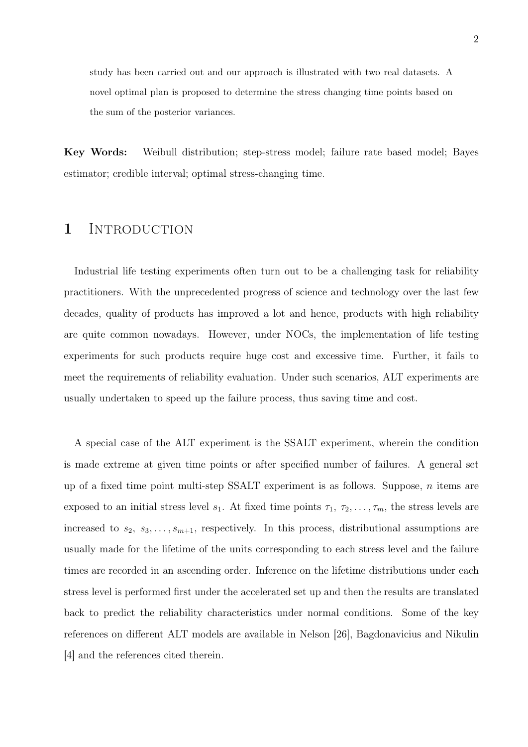study has been carried out and our approach is illustrated with two real datasets. A novel optimal plan is proposed to determine the stress changing time points based on the sum of the posterior variances.

**Key Words:** Weibull distribution; step-stress model; failure rate based model; Bayes estimator; credible interval; optimal stress-changing time.

# 1 Introduction

Industrial life testing experiments often turn out to be a challenging task for reliability practitioners. With the unprecedented progress of science and technology over the last few decades, quality of products has improved a lot and hence, products with high reliability are quite common nowadays. However, under NOCs, the implementation of life testing experiments for such products require huge cost and excessive time. Further, it fails to meet the requirements of reliability evaluation. Under such scenarios, ALT experiments are usually undertaken to speed up the failure process, thus saving time and cost.

A special case of the ALT experiment is the SSALT experiment, wherein the condition is made extreme at given time points or after specified number of failures. A general set up of a fixed time point multi-step SSALT experiment is as follows. Suppose, $n$ items are exposed to an initial stress level $s_1$. At fixed time points $\tau_1, \tau_2, \ldots, \tau_m$, the stress levels are increased to $s_2, s_3, \ldots, s_{m+1}$, respectively. In this process, distributional assumptions are usually made for the lifetime of the units corresponding to each stress level and the failure times are recorded in an ascending order. Inference on the lifetime distributions under each stress level is performed first under the accelerated set up and then the results are translated back to predict the reliability characteristics under normal conditions. Some of the key references on different ALT models are available in Nelson [26], Bagdonavicius and Nikulin [4] and the references cited therein.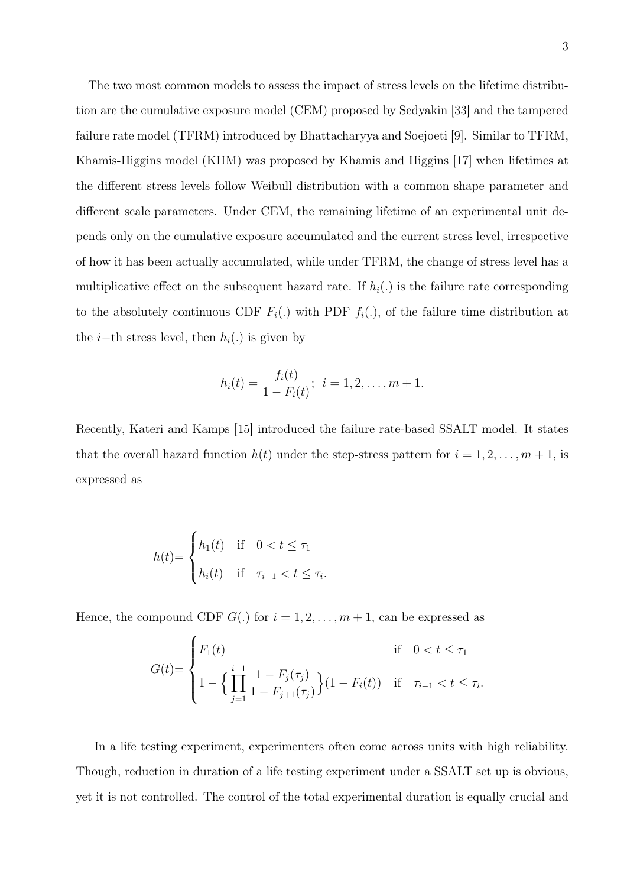The two most common models to assess the impact of stress levels on the lifetime distribution are the cumulative exposure model (CEM) proposed by Sedyakin [33] and the tampered failure rate model (TFRM) introduced by Bhattacharyya and Soejoeti [9]. Similar to TFRM, Khamis-Higgins model (KHM) was proposed by Khamis and Higgins [17] when lifetimes at the different stress levels follow Weibull distribution with a common shape parameter and different scale parameters. Under CEM, the remaining lifetime of an experimental unit depends only on the cumulative exposure accumulated and the current stress level, irrespective of how it has been actually accumulated, while under TFRM, the change of stress level has a multiplicative effect on the subsequent hazard rate. If $h_i(.)$ is the failure rate corresponding to the absolutely continuous CDF $F_i(.)$ with PDF $f_i(.)$, of the failure time distribution at the $i-$th stress level, then $h_i(.)$ is given by

$$h_i(t) = \frac{f_i(t)}{1 - F_i(t)}; \;\; i = 1, 2, \ldots, m+1.$$

Recently, Kateri and Kamps [15] introduced the failure rate-based SSALT model. It states that the overall hazard function $h(t)$ under the step-stress pattern for $i = 1, 2, \ldots, m+1$, is expressed as

$$h(t) = \begin{cases} h_1(t) & \text{if} \quad 0 < t \leq \tau_1 \\ h_i(t) & \text{if} \quad \tau_{i-1} < t \leq \tau_i. \end{cases}$$

Hence, the compound CDF $G(.)$ for $i = 1, 2, \ldots, m+1$, can be expressed as

$$G(t) = \begin{cases} F_1(t) & \text{if} \quad 0 < t \leq \tau_1 \\ 1 - \Big\{ \displaystyle\prod_{j=1}^{i-1} \frac{1 - F_j(\tau_j)}{1 - F_{j+1}(\tau_j)} \Big\} (1 - F_i(t)) & \text{if} \quad \tau_{i-1} < t \leq \tau_i. \end{cases}$$

In a life testing experiment, experimenters often come across units with high reliability. Though, reduction in duration of a life testing experiment under a SSALT set up is obvious, yet it is not controlled. The control of the total experimental duration is equally crucial and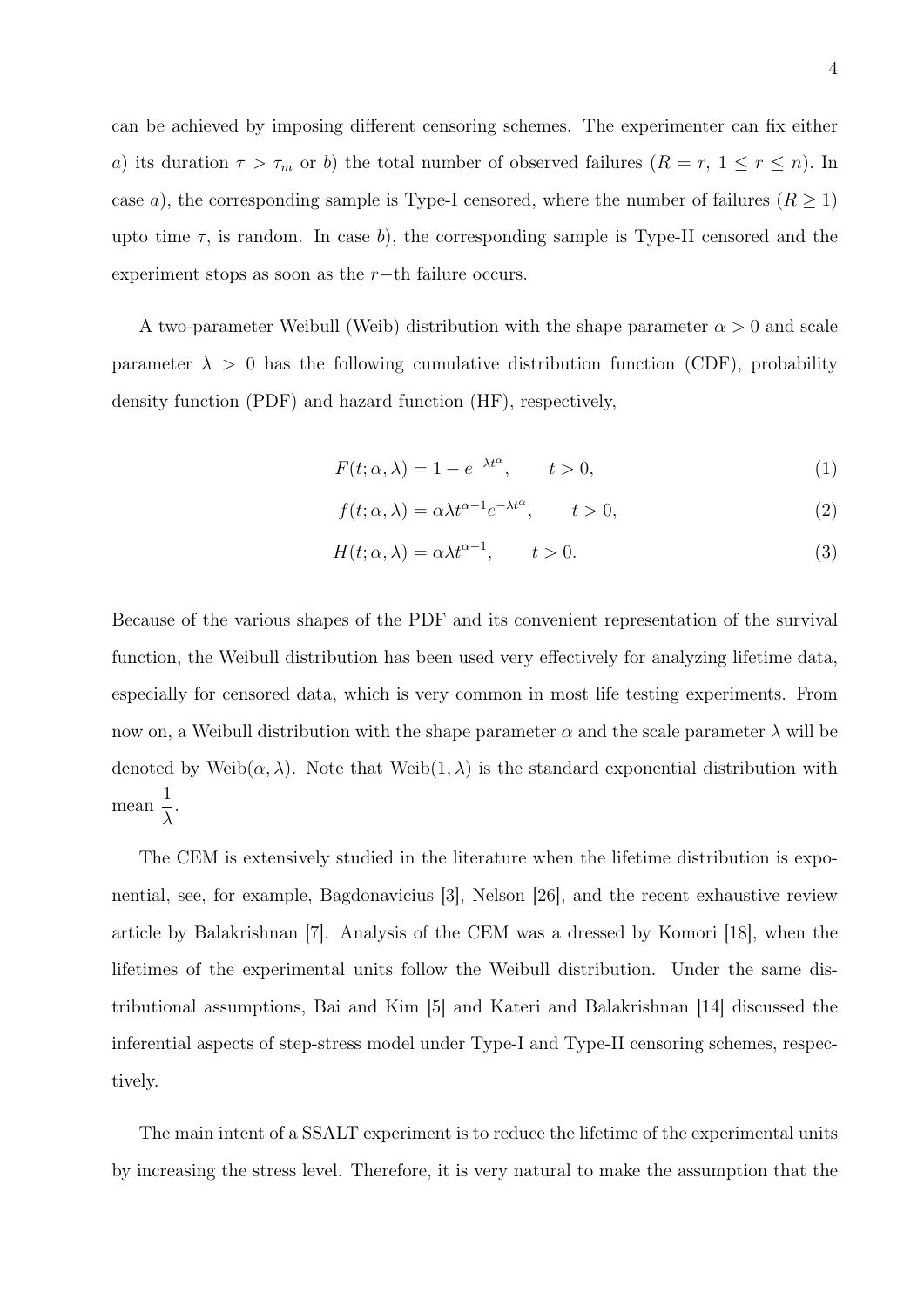can be achieved by imposing different censoring schemes. The experimenter can fix either $a$) its duration $\tau > \tau_m$ or $b$) the total number of observed failures ($R = r$, $1 \leq r \leq n$). In case $a$), the corresponding sample is Type-I censored, where the number of failures ($R \geq 1$) upto time $\tau$, is random. In case $b$), the corresponding sample is Type-II censored and the experiment stops as soon as the $r-$th failure occurs.

A two-parameter Weibull (Weib) distribution with the shape parameter $\alpha > 0$ and scale parameter $\lambda > 0$ has the following cumulative distribution function (CDF), probability density function (PDF) and hazard function (HF), respectively,

$$F(t; \alpha, \lambda) = 1 - e^{-\lambda t^{\alpha}}, \qquad t > 0, \tag{1}$$

$$f(t; \alpha, \lambda) = \alpha \lambda t^{\alpha - 1} e^{-\lambda t^{\alpha}}, \qquad t > 0, \tag{2}$$

$$H(t; \alpha, \lambda) = \alpha \lambda t^{\alpha - 1}, \qquad t > 0. \tag{3}$$

Because of the various shapes of the PDF and its convenient representation of the survival function, the Weibull distribution has been used very effectively for analyzing lifetime data, especially for censored data, which is very common in most life testing experiments. From now on, a Weibull distribution with the shape parameter $\alpha$ and the scale parameter $\lambda$ will be denoted by Weib$(\alpha, \lambda)$. Note that Weib$(1, \lambda)$ is the standard exponential distribution with mean $\dfrac{1}{\lambda}$.

The CEM is extensively studied in the literature when the lifetime distribution is exponential, see, for example, Bagdonavicius [3], Nelson [26], and the recent exhaustive review article by Balakrishnan [7]. Analysis of the CEM was a dressed by Komori [18], when the lifetimes of the experimental units follow the Weibull distribution. Under the same distributional assumptions, Bai and Kim [5] and Kateri and Balakrishnan [14] discussed the inferential aspects of step-stress model under Type-I and Type-II censoring schemes, respectively.

The main intent of a SSALT experiment is to reduce the lifetime of the experimental units by increasing the stress level. Therefore, it is very natural to make the assumption that the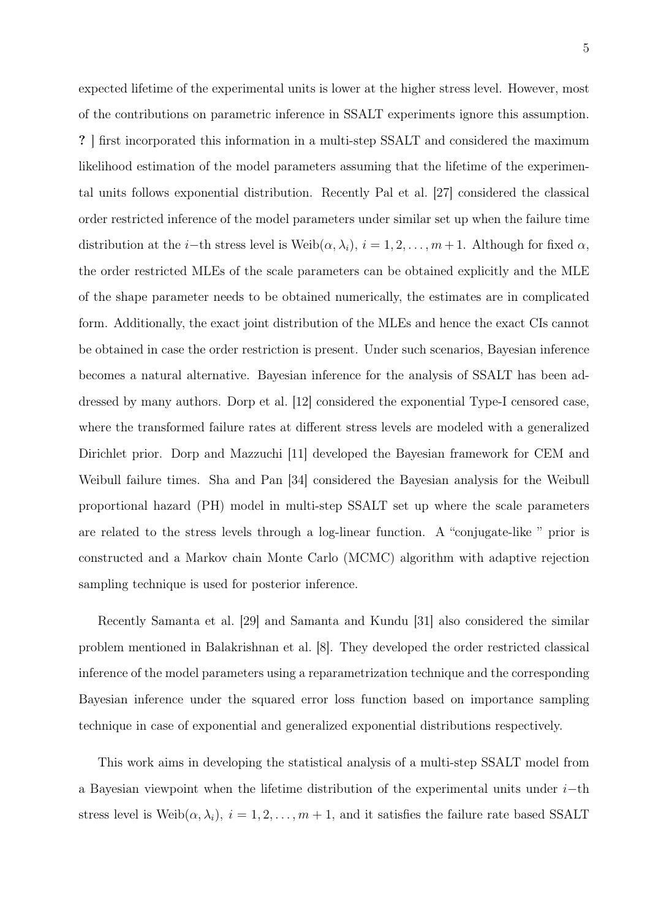expected lifetime of the experimental units is lower at the higher stress level. However, most of the contributions on parametric inference in SSALT experiments ignore this assumption. **?** ] first incorporated this information in a multi-step SSALT and considered the maximum likelihood estimation of the model parameters assuming that the lifetime of the experimental units follows exponential distribution. Recently Pal et al. [27] considered the classical order restricted inference of the model parameters under similar set up when the failure time distribution at the $i-$th stress level is $\text{Weib}(\alpha, \lambda_i),\ i = 1, 2, \ldots, m+1$. Although for fixed $\alpha$, the order restricted MLEs of the scale parameters can be obtained explicitly and the MLE of the shape parameter needs to be obtained numerically, the estimates are in complicated form. Additionally, the exact joint distribution of the MLEs and hence the exact CIs cannot be obtained in case the order restriction is present. Under such scenarios, Bayesian inference becomes a natural alternative. Bayesian inference for the analysis of SSALT has been addressed by many authors. Dorp et al. [12] considered the exponential Type-I censored case, where the transformed failure rates at different stress levels are modeled with a generalized Dirichlet prior. Dorp and Mazzuchi [11] developed the Bayesian framework for CEM and Weibull failure times. Sha and Pan [34] considered the Bayesian analysis for the Weibull proportional hazard (PH) model in multi-step SSALT set up where the scale parameters are related to the stress levels through a log-linear function. A "conjugate-like " prior is constructed and a Markov chain Monte Carlo (MCMC) algorithm with adaptive rejection sampling technique is used for posterior inference.

Recently Samanta et al. [29] and Samanta and Kundu [31] also considered the similar problem mentioned in Balakrishnan et al. [8]. They developed the order restricted classical inference of the model parameters using a reparametrization technique and the corresponding Bayesian inference under the squared error loss function based on importance sampling technique in case of exponential and generalized exponential distributions respectively.

This work aims in developing the statistical analysis of a multi-step SSALT model from a Bayesian viewpoint when the lifetime distribution of the experimental units under $i-$th stress level is $\text{Weib}(\alpha, \lambda_i),\ i = 1, 2, \ldots, m+1$, and it satisfies the failure rate based SSALT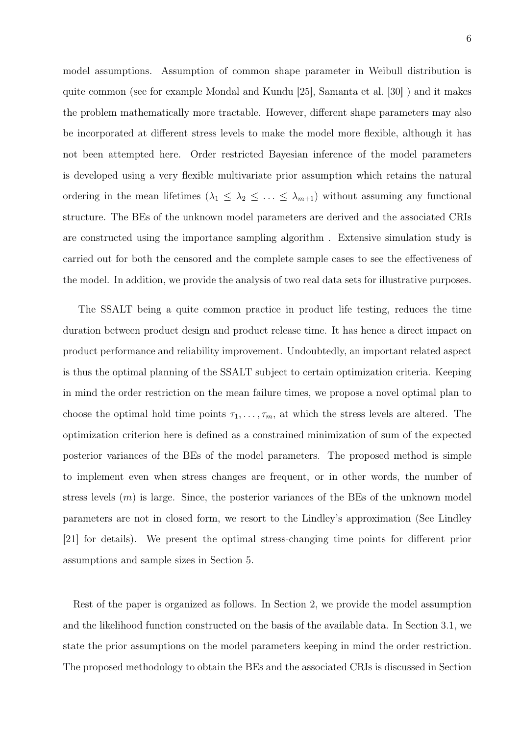model assumptions. Assumption of common shape parameter in Weibull distribution is quite common (see for example Mondal and Kundu [25], Samanta et al. [30] ) and it makes the problem mathematically more tractable. However, different shape parameters may also be incorporated at different stress levels to make the model more flexible, although it has not been attempted here. Order restricted Bayesian inference of the model parameters is developed using a very flexible multivariate prior assumption which retains the natural ordering in the mean lifetimes ($\lambda_1 \leq \lambda_2 \leq \ldots \leq \lambda_{m+1}$) without assuming any functional structure. The BEs of the unknown model parameters are derived and the associated CRIs are constructed using the importance sampling algorithm . Extensive simulation study is carried out for both the censored and the complete sample cases to see the effectiveness of the model. In addition, we provide the analysis of two real data sets for illustrative purposes.

The SSALT being a quite common practice in product life testing, reduces the time duration between product design and product release time. It has hence a direct impact on product performance and reliability improvement. Undoubtedly, an important related aspect is thus the optimal planning of the SSALT subject to certain optimization criteria. Keeping in mind the order restriction on the mean failure times, we propose a novel optimal plan to choose the optimal hold time points $\tau_1, \ldots, \tau_m$, at which the stress levels are altered. The optimization criterion here is defined as a constrained minimization of sum of the expected posterior variances of the BEs of the model parameters. The proposed method is simple to implement even when stress changes are frequent, or in other words, the number of stress levels ($m$) is large. Since, the posterior variances of the BEs of the unknown model parameters are not in closed form, we resort to the Lindley's approximation (See Lindley [21] for details). We present the optimal stress-changing time points for different prior assumptions and sample sizes in Section 5.

Rest of the paper is organized as follows. In Section 2, we provide the model assumption and the likelihood function constructed on the basis of the available data. In Section 3.1, we state the prior assumptions on the model parameters keeping in mind the order restriction. The proposed methodology to obtain the BEs and the associated CRIs is discussed in Section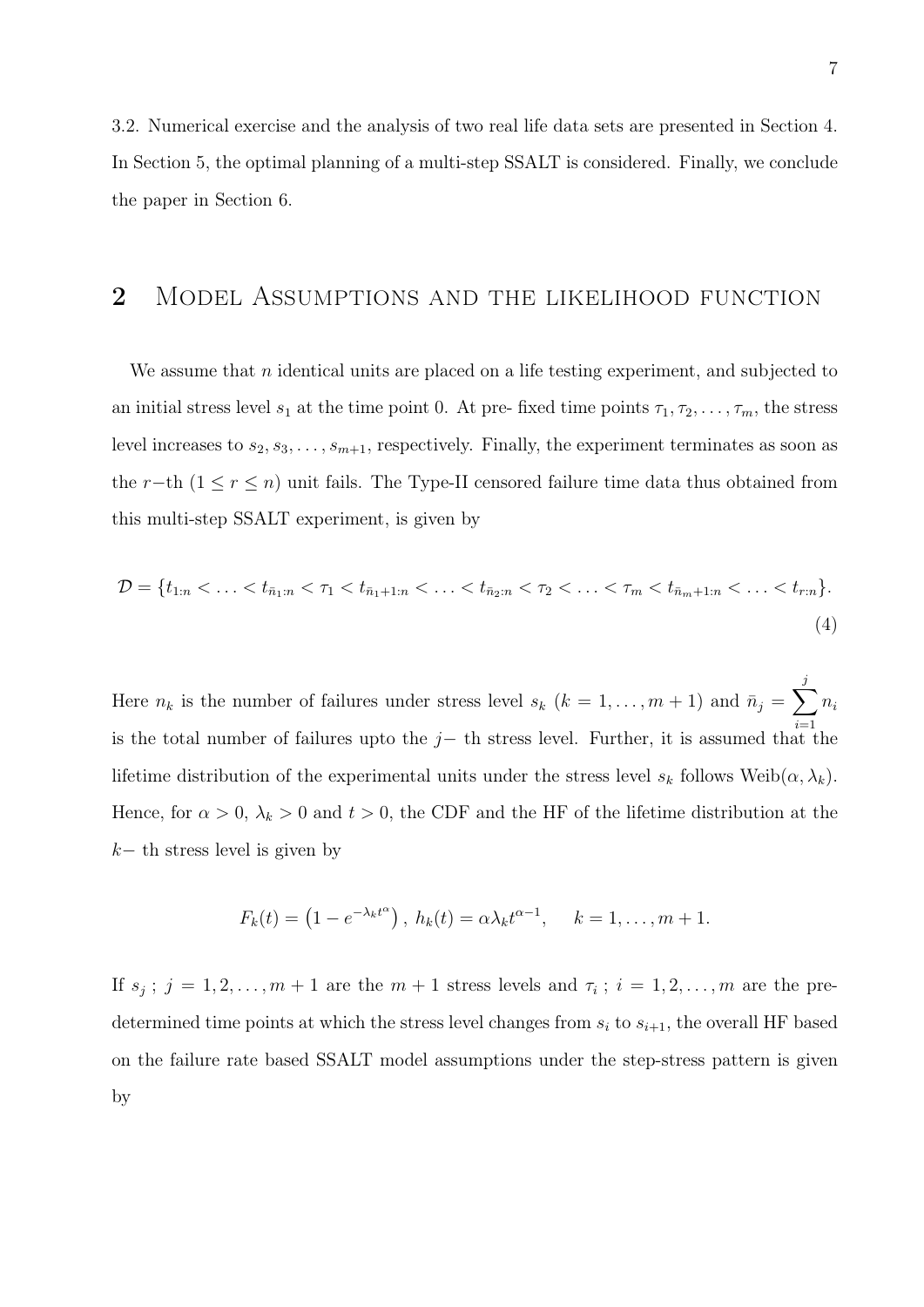3.2. Numerical exercise and the analysis of two real life data sets are presented in Section 4. In Section 5, the optimal planning of a multi-step SSALT is considered. Finally, we conclude the paper in Section 6.

## 2 Model Assumptions and the likelihood function

We assume that $n$ identical units are placed on a life testing experiment, and subjected to an initial stress level $s_1$ at the time point 0. At pre- fixed time points $\tau_1, \tau_2, \ldots, \tau_m$, the stress level increases to $s_2, s_3, \ldots, s_{m+1}$, respectively. Finally, the experiment terminates as soon as the $r-$th $(1 \leq r \leq n)$ unit fails. The Type-II censored failure time data thus obtained from this multi-step SSALT experiment, is given by

$$\mathcal{D} = \{t_{1:n} < \ldots < t_{\bar{n}_1:n} < \tau_1 < t_{\bar{n}_1+1:n} < \ldots < t_{\bar{n}_2:n} < \tau_2 < \ldots < \tau_m < t_{\bar{n}_m+1:n} < \ldots < t_{r:n}\}. \tag{4}$$

Here $n_k$ is the number of failures under stress level $s_k$ $(k = 1, \ldots, m+1)$ and $\bar{n}_j = \sum_{i=1}^{j} n_i$ is the total number of failures upto the $j-$ th stress level. Further, it is assumed that the lifetime distribution of the experimental units under the stress level $s_k$ follows Weib$(\alpha, \lambda_k)$. Hence, for $\alpha > 0$, $\lambda_k > 0$ and $t > 0$, the CDF and the HF of the lifetime distribution at the $k-$ th stress level is given by

$$F_k(t) = \left(1 - e^{-\lambda_k t^{\alpha}}\right), \; h_k(t) = \alpha \lambda_k t^{\alpha - 1}, \quad k = 1, \ldots, m+1.$$

If $s_j$ ; $j = 1, 2, \ldots, m+1$ are the $m+1$ stress levels and $\tau_i$ ; $i = 1, 2, \ldots, m$ are the pre-determined time points at which the stress level changes from $s_i$ to $s_{i+1}$, the overall HF based on the failure rate based SSALT model assumptions under the step-stress pattern is given by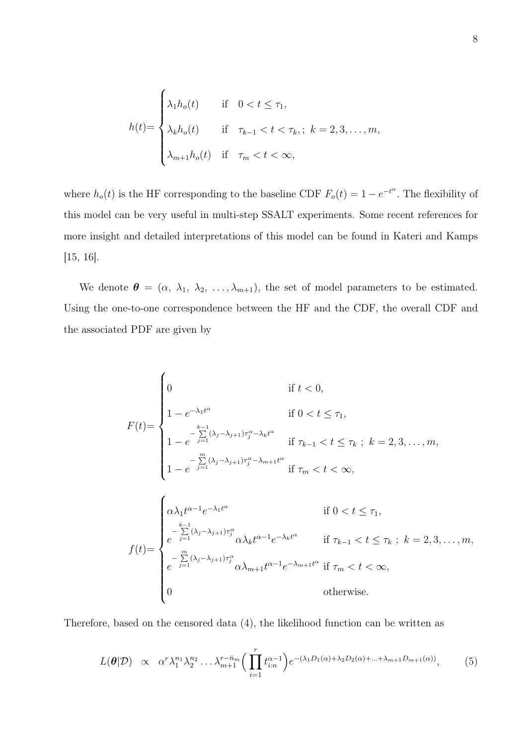$$
h(t)= \begin{cases} \lambda_1 h_o(t) & \text{if} \quad 0 < t \leq \tau_1, \\ \lambda_k h_o(t) & \text{if} \quad \tau_{k-1} < t < \tau_k, ; \; k = 2, 3, \ldots, m, \\ \lambda_{m+1} h_o(t) & \text{if} \quad \tau_m < t < \infty, \end{cases}
$$

where $h_o(t)$ is the HF corresponding to the baseline CDF $F_o(t) = 1 - e^{-t^\alpha}$. The flexibility of this model can be very useful in multi-step SSALT experiments. Some recent references for more insight and detailed interpretations of this model can be found in Kateri and Kamps [15, 16].

We denote $\boldsymbol{\theta} = (\alpha, \; \lambda_1, \; \lambda_2, \; \ldots, \lambda_{m+1})$, the set of model parameters to be estimated. Using the one-to-one correspondence between the HF and the CDF, the overall CDF and the associated PDF are given by

$$
F(t)= \begin{cases} 0 & \text{if } t < 0, \\ 1 - e^{-\lambda_1 t^\alpha} & \text{if } 0 < t \leq \tau_1, \\ 1 - e^{-\sum\limits_{j=1}^{k-1} (\lambda_j - \lambda_{j+1}) \tau_j^\alpha - \lambda_k t^\alpha} & \text{if } \tau_{k-1} < t \leq \tau_k \; ; \; k = 2, 3, \ldots, m, \\ 1 - e^{-\sum\limits_{j=1}^{m} (\lambda_j - \lambda_{j+1}) \tau_j^\alpha - \lambda_{m+1} t^\alpha} & \text{if } \tau_m < t < \infty, \end{cases}
$$

$$
f(t)= \begin{cases} \alpha \lambda_1 t^{\alpha-1} e^{-\lambda_1 t^\alpha} & \text{if } 0 < t \leq \tau_1, \\ e^{-\sum\limits_{j=1}^{k-1} (\lambda_j - \lambda_{j+1}) \tau_j^\alpha} \alpha \lambda_k t^{\alpha-1} e^{-\lambda_k t^\alpha} & \text{if } \tau_{k-1} < t \leq \tau_k \; ; \; k = 2, 3, \ldots, m, \\ e^{-\sum\limits_{j=1}^{m} (\lambda_j - \lambda_{j+1}) \tau_j^\alpha} \alpha \lambda_{m+1} t^{\alpha-1} e^{-\lambda_{m+1} t^\alpha} & \text{if } \tau_m < t < \infty, \\ 0 & \text{otherwise.} \end{cases}
$$

Therefore, based on the censored data (4), the likelihood function can be written as

$$
L(\boldsymbol{\theta}|\mathcal{D}) \;\; \propto \;\; \alpha^r \lambda_1^{n_1} \lambda_2^{n_2} \ldots \lambda_{m+1}^{r-\bar{n}_m} \Big( \prod_{i=1}^{r} t_{i:n}^{\alpha-1} \Big) e^{-(\lambda_1 D_1(\alpha) + \lambda_2 D_2(\alpha) + \ldots + \lambda_{m+1} D_{m+1}(\alpha))}, \tag{5}
$$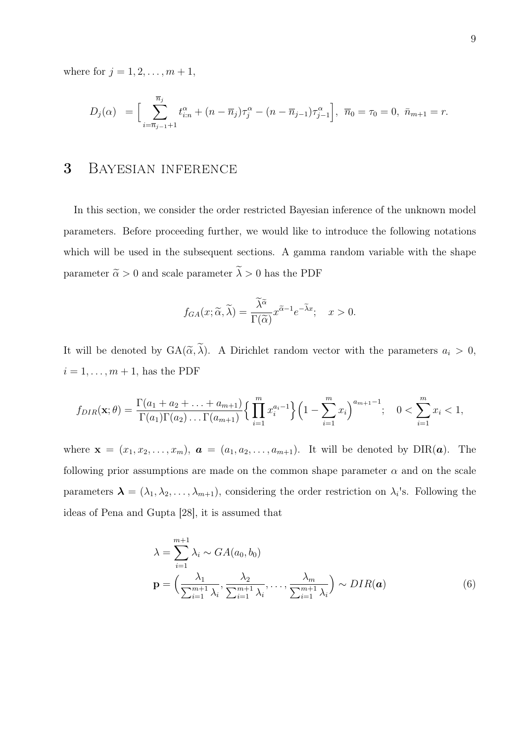where for $j = 1, 2, \ldots, m+1$,

$$D_j(\alpha) \;= \Big[ \sum_{i=\overline{n}_{j-1}+1}^{\overline{n}_j} t_{i:n}^{\alpha} + (n - \overline{n}_j)\tau_j^{\alpha} - (n - \overline{n}_{j-1})\tau_{j-1}^{\alpha} \Big], \;\; \overline{n}_0 = \tau_0 = 0, \;\; \bar{n}_{m+1} = r.$$

# 3 Bayesian inference

In this section, we consider the order restricted Bayesian inference of the unknown model parameters. Before proceeding further, we would like to introduce the following notations which will be used in the subsequent sections. A gamma random variable with the shape parameter $\widetilde{\alpha} > 0$ and scale parameter $\widetilde{\lambda} > 0$ has the PDF

$$f_{GA}(x; \widetilde{\alpha}, \widetilde{\lambda}) = \frac{\widetilde{\lambda}^{\widetilde{\alpha}}}{\Gamma(\widetilde{\alpha})} x^{\widetilde{\alpha}-1} e^{-\widetilde{\lambda} x}; \quad x > 0.$$

It will be denoted by $\mathrm{GA}(\widetilde{\alpha}, \widetilde{\lambda})$. A Dirichlet random vector with the parameters $a_i > 0$, $i = 1, \ldots, m+1$, has the PDF

$$f_{DIR}(\mathbf{x}; \theta) = \frac{\Gamma(a_1 + a_2 + \ldots + a_{m+1})}{\Gamma(a_1)\Gamma(a_2)\ldots\Gamma(a_{m+1})} \Big\{ \prod_{i=1}^{m} x_i^{a_i - 1} \Big\} \Big(1 - \sum_{i=1}^{m} x_i \Big)^{a_{m+1}-1}; \quad 0 < \sum_{i=1}^{m} x_i < 1,$$

where $\mathbf{x} = (x_1, x_2, \ldots, x_m)$, $\boldsymbol{a} = (a_1, a_2, \ldots, a_{m+1})$. It will be denoted by $\mathrm{DIR}(\boldsymbol{a})$. The following prior assumptions are made on the common shape parameter $\alpha$ and on the scale parameters $\boldsymbol{\lambda} = (\lambda_1, \lambda_2, \ldots, \lambda_{m+1})$, considering the order restriction on $\lambda_i$'s. Following the ideas of Pena and Gupta [28], it is assumed that

$$\begin{aligned}
\lambda &= \sum_{i=1}^{m+1} \lambda_i \sim GA(a_0, b_0) \\
\mathbf{p} &= \Big( \frac{\lambda_1}{\sum_{i=1}^{m+1} \lambda_i}, \frac{\lambda_2}{\sum_{i=1}^{m+1} \lambda_i}, \ldots, \frac{\lambda_m}{\sum_{i=1}^{m+1} \lambda_i} \Big) \sim DIR(\boldsymbol{a})
\end{aligned} \tag{6}$$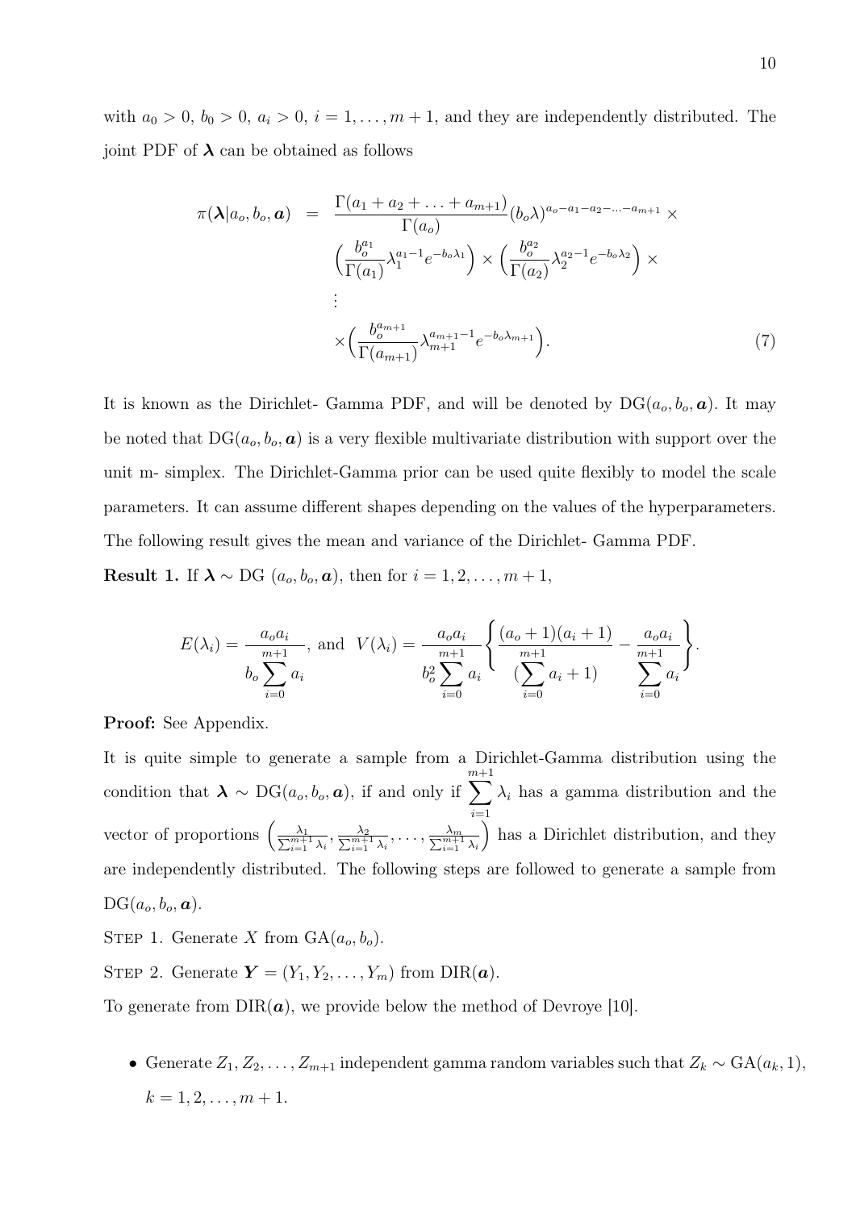with $a_0 > 0$, $b_0 > 0$, $a_i > 0$, $i = 1, \ldots, m+1$, and they are independently distributed. The joint PDF of $\boldsymbol{\lambda}$ can be obtained as follows

$$
\begin{aligned}
\pi(\boldsymbol{\lambda}|a_o, b_o, \boldsymbol{a}) \;=\; & \frac{\Gamma(a_1 + a_2 + \ldots + a_{m+1})}{\Gamma(a_o)} (b_o \lambda)^{a_o - a_1 - a_2 - \ldots - a_{m+1}} \times \\
& \Big( \frac{b_o^{a_1}}{\Gamma(a_1)} \lambda_1^{a_1 - 1} e^{-b_o \lambda_1} \Big) \times \Big( \frac{b_o^{a_2}}{\Gamma(a_2)} \lambda_2^{a_2 - 1} e^{-b_o \lambda_2} \Big) \times \\
& \vdots \\
& \times \Big( \frac{b_o^{a_{m+1}}}{\Gamma(a_{m+1})} \lambda_{m+1}^{a_{m+1} - 1} e^{-b_o \lambda_{m+1}} \Big). \qquad (7)
\end{aligned}
$$

It is known as the Dirichlet- Gamma PDF, and will be denoted by $\text{DG}(a_o, b_o, \boldsymbol{a})$. It may be noted that $\text{DG}(a_o, b_o, \boldsymbol{a})$ is a very flexible multivariate distribution with support over the unit m- simplex. The Dirichlet-Gamma prior can be used quite flexibly to model the scale parameters. It can assume different shapes depending on the values of the hyperparameters. The following result gives the mean and variance of the Dirichlet- Gamma PDF.

**Result 1.** If $\boldsymbol{\lambda} \sim$ DG $(a_o, b_o, \boldsymbol{a})$, then for $i = 1, 2, \ldots, m+1$,

$$
E(\lambda_i) = \frac{a_o a_i}{b_o \sum_{i=0}^{m+1} a_i}, \text{ and } \; V(\lambda_i) = \frac{a_o a_i}{b_o^2 \sum_{i=0}^{m+1} a_i} \left\{ \frac{(a_o + 1)(a_i + 1)}{(\sum_{i=0}^{m+1} a_i + 1)} - \frac{a_o a_i}{\sum_{i=0}^{m+1} a_i} \right\}.
$$

**Proof:** See Appendix.

It is quite simple to generate a sample from a Dirichlet-Gamma distribution using the condition that $\boldsymbol{\lambda} \sim \text{DG}(a_o, b_o, \boldsymbol{a})$, if and only if $\sum_{i=1}^{m+1} \lambda_i$ has a gamma distribution and the vector of proportions $\left( \frac{\lambda_1}{\sum_{i=1}^{m+1} \lambda_i}, \frac{\lambda_2}{\sum_{i=1}^{m+1} \lambda_i}, \ldots, \frac{\lambda_m}{\sum_{i=1}^{m+1} \lambda_i} \right)$ has a Dirichlet distribution, and they are independently distributed. The following steps are followed to generate a sample from $\text{DG}(a_o, b_o, \boldsymbol{a})$.

STEP 1. Generate $X$ from $\text{GA}(a_o, b_o)$.

STEP 2. Generate $\boldsymbol{Y} = (Y_1, Y_2, \ldots, Y_m)$ from $\text{DIR}(\boldsymbol{a})$.

To generate from $\text{DIR}(\boldsymbol{a})$, we provide below the method of Devroye [10].

- Generate $Z_1, Z_2, \ldots, Z_{m+1}$ independent gamma random variables such that $Z_k \sim \text{GA}(a_k, 1)$, $k = 1, 2, \ldots, m+1$.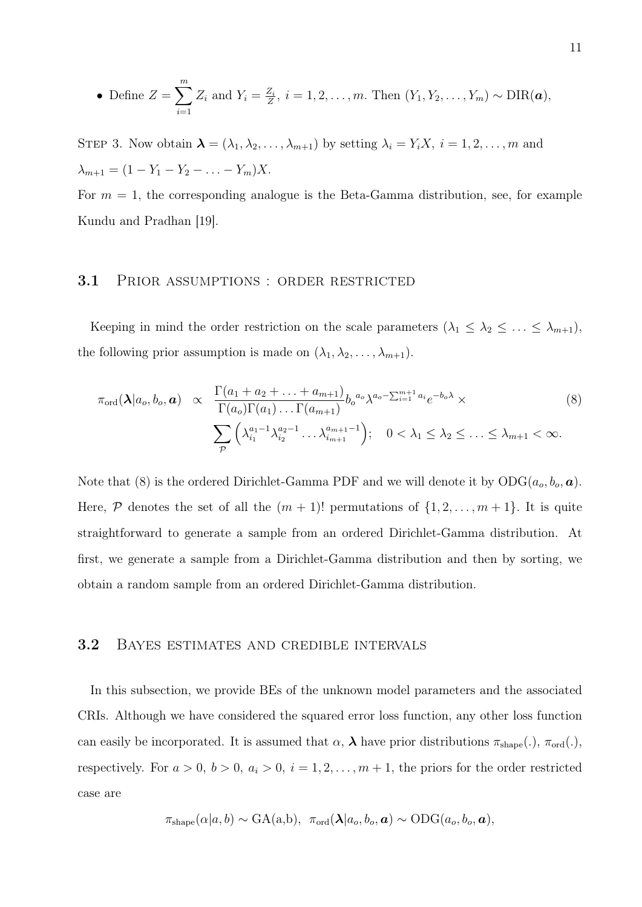- Define $Z = \sum_{i=1}^{m} Z_i$ and $Y_i = \frac{Z_i}{Z}$, $i = 1, 2, \ldots, m$. Then $(Y_1, Y_2, \ldots, Y_m) \sim \text{DIR}(\boldsymbol{a})$,

STEP 3. Now obtain $\boldsymbol{\lambda} = (\lambda_1, \lambda_2, \ldots, \lambda_{m+1})$ by setting $\lambda_i = Y_i X$, $i = 1, 2, \ldots, m$ and $\lambda_{m+1} = (1 - Y_1 - Y_2 - \ldots - Y_m)X$.

For $m = 1$, the corresponding analogue is the Beta-Gamma distribution, see, for example Kundu and Pradhan [19].

### 3.1 Prior assumptions : order restricted

Keeping in mind the order restriction on the scale parameters $(\lambda_1 \leq \lambda_2 \leq \ldots \leq \lambda_{m+1})$, the following prior assumption is made on $(\lambda_1, \lambda_2, \ldots, \lambda_{m+1})$.

$$
\begin{aligned}
\pi_{\text{ord}}(\boldsymbol{\lambda}|a_o, b_o, \boldsymbol{a}) \;\propto\; & \frac{\Gamma(a_1 + a_2 + \ldots + a_{m+1})}{\Gamma(a_o)\Gamma(a_1)\ldots\Gamma(a_{m+1})} {b_o}^{a_o} \lambda^{a_o - \sum_{i=1}^{m+1} a_i} e^{-b_o \lambda} \times \\
& \sum_{\mathcal{P}} \left( \lambda_{i_1}^{a_1 - 1} \lambda_{i_2}^{a_2 - 1} \ldots \lambda_{i_{m+1}}^{a_{m+1} - 1} \right); \quad 0 < \lambda_1 \leq \lambda_2 \leq \ldots \leq \lambda_{m+1} < \infty.
\end{aligned} \tag{8}
$$

Note that (8) is the ordered Dirichlet-Gamma PDF and we will denote it by $\text{ODG}(a_o, b_o, \boldsymbol{a})$. Here, $\mathcal{P}$ denotes the set of all the $(m+1)!$ permutations of $\{1, 2, \ldots, m+1\}$. It is quite straightforward to generate a sample from an ordered Dirichlet-Gamma distribution. At first, we generate a sample from a Dirichlet-Gamma distribution and then by sorting, we obtain a random sample from an ordered Dirichlet-Gamma distribution.

### 3.2 Bayes estimates and credible intervals

In this subsection, we provide BEs of the unknown model parameters and the associated CRIs. Although we have considered the squared error loss function, any other loss function can easily be incorporated. It is assumed that $\alpha$, $\boldsymbol{\lambda}$ have prior distributions $\pi_{\text{shape}}(.)$, $\pi_{\text{ord}}(.)$, respectively. For $a > 0$, $b > 0$, $a_i > 0$, $i = 1, 2, \ldots, m+1$, the priors for the order restricted case are

$$
\pi_{\text{shape}}(\alpha|a, b) \sim \text{GA(a,b)}, \;\; \pi_{\text{ord}}(\boldsymbol{\lambda}|a_o, b_o, \boldsymbol{a}) \sim \text{ODG}(a_o, b_o, \boldsymbol{a}),
$$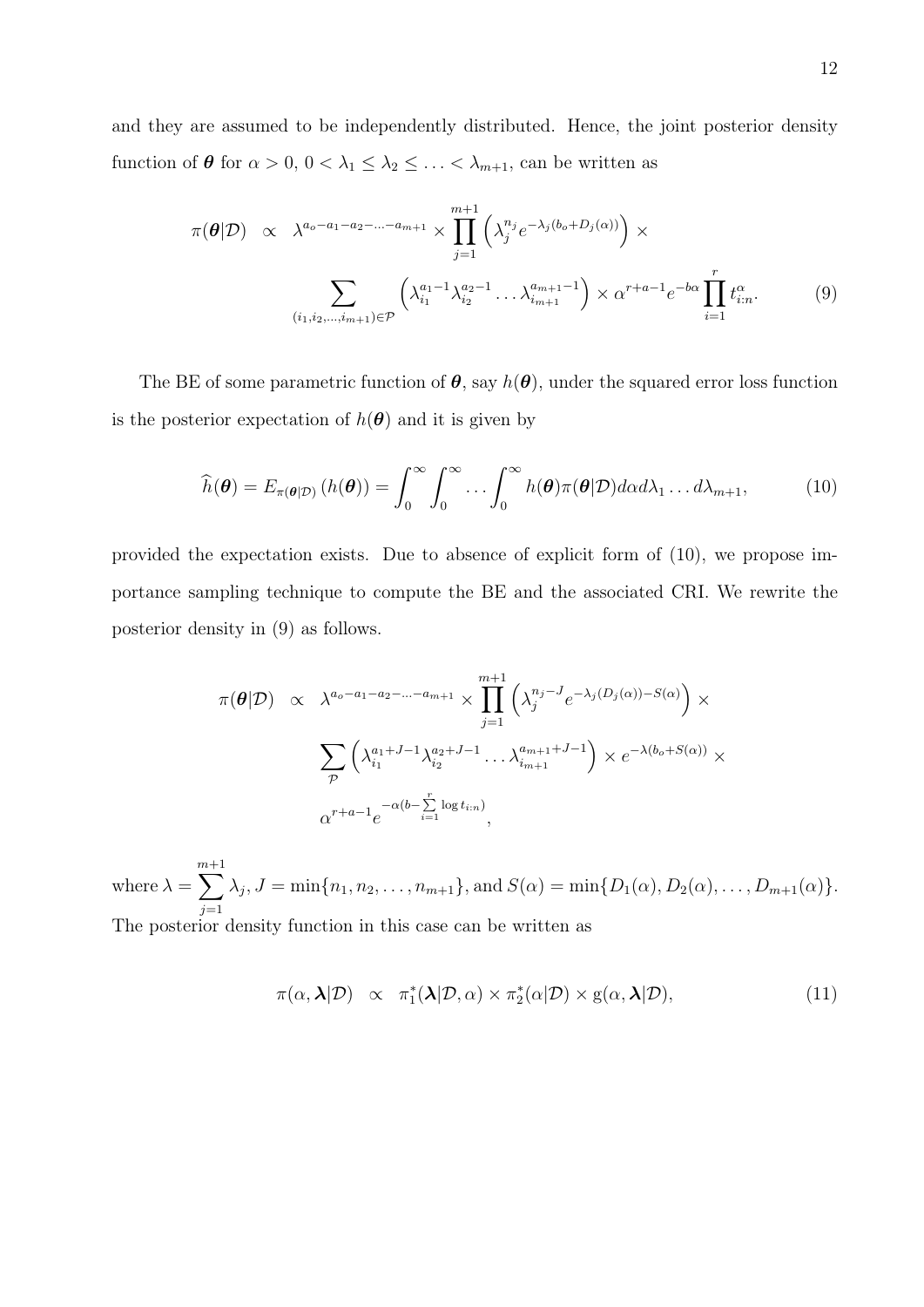and they are assumed to be independently distributed. Hence, the joint posterior density function of $\boldsymbol{\theta}$ for $\alpha > 0$, $0 < \lambda_1 \leq \lambda_2 \leq \ldots < \lambda_{m+1}$, can be written as

$$
\begin{aligned}
\pi(\boldsymbol{\theta}|\mathcal{D}) \;\; &\propto \;\; \lambda^{a_o - a_1 - a_2 - \ldots - a_{m+1}} \times \prod_{j=1}^{m+1} \left( \lambda_j^{n_j} e^{-\lambda_j (b_o + D_j(\alpha))} \right) \times \\
& \sum_{(i_1, i_2, \ldots, i_{m+1}) \in \mathcal{P}} \left( \lambda_{i_1}^{a_1 - 1} \lambda_{i_2}^{a_2 - 1} \ldots \lambda_{i_{m+1}}^{a_{m+1} - 1} \right) \times \alpha^{r+a-1} e^{-b\alpha} \prod_{i=1}^{r} t_{i:n}^{\alpha}.
\end{aligned} \tag{9}
$$

The BE of some parametric function of $\boldsymbol{\theta}$, say $h(\boldsymbol{\theta})$, under the squared error loss function is the posterior expectation of $h(\boldsymbol{\theta})$ and it is given by

$$
\widehat{h}(\boldsymbol{\theta}) = E_{\pi(\boldsymbol{\theta}|\mathcal{D})} \left( h(\boldsymbol{\theta}) \right) = \int_0^\infty \int_0^\infty \ldots \int_0^\infty h(\boldsymbol{\theta}) \pi(\boldsymbol{\theta}|\mathcal{D}) d\alpha d\lambda_1 \ldots d\lambda_{m+1}, \tag{10}
$$

provided the expectation exists. Due to absence of explicit form of (10), we propose importance sampling technique to compute the BE and the associated CRI. We rewrite the posterior density in (9) as follows.

$$
\begin{aligned}
\pi(\boldsymbol{\theta}|\mathcal{D}) \;\; &\propto \;\; \lambda^{a_o - a_1 - a_2 - \ldots - a_{m+1}} \times \prod_{j=1}^{m+1} \left( \lambda_j^{n_j - J} e^{-\lambda_j (D_j(\alpha)) - S(\alpha)} \right) \times \\
& \sum_{\mathcal{P}} \left( \lambda_{i_1}^{a_1 + J - 1} \lambda_{i_2}^{a_2 + J - 1} \ldots \lambda_{i_{m+1}}^{a_{m+1} + J - 1} \right) \times e^{-\lambda (b_o + S(\alpha))} \times \\
& \alpha^{r+a-1} e^{-\alpha (b - \sum_{i=1}^{r} \log t_{i:n})},
\end{aligned}
$$

where $\lambda = \sum_{j=1}^{m+1} \lambda_j$, $J = \min\{n_1, n_2, \ldots, n_{m+1}\}$, and $S(\alpha) = \min\{D_1(\alpha), D_2(\alpha), \ldots, D_{m+1}(\alpha)\}$. The posterior density function in this case can be written as

$$
\pi(\alpha, \boldsymbol{\lambda}|\mathcal{D}) \;\; \propto \;\; \pi_1^*(\boldsymbol{\lambda}|\mathcal{D}, \alpha) \times \pi_2^*(\alpha|\mathcal{D}) \times \mathrm{g}(\alpha, \boldsymbol{\lambda}|\mathcal{D}), \tag{11}
$$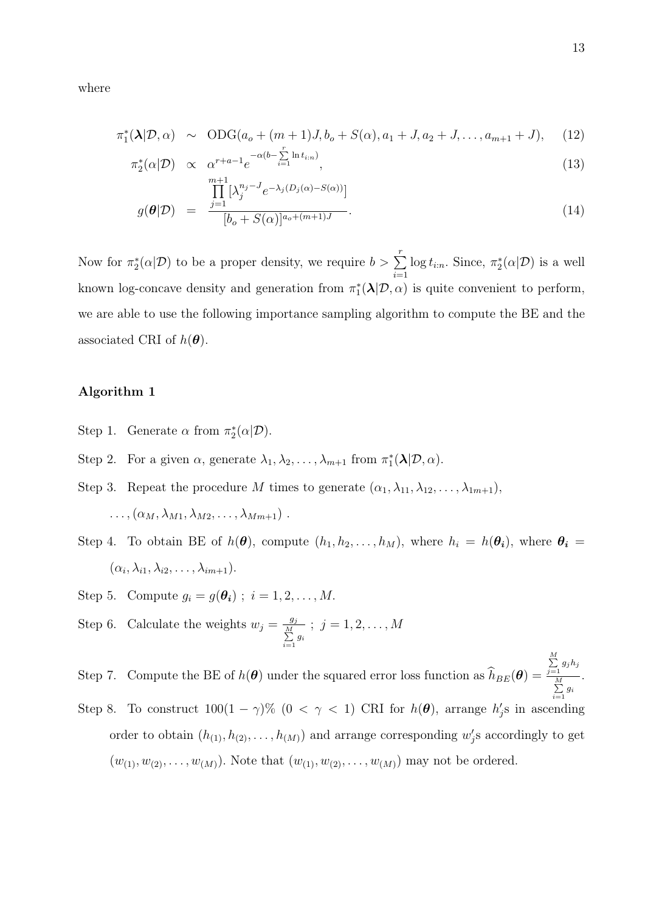where

$$\pi_1^*(\boldsymbol{\lambda}|\mathcal{D},\alpha) \sim \text{ODG}(a_o+(m+1)J, b_o+S(\alpha), a_1+J, a_2+J, \ldots, a_{m+1}+J), \quad (12)$$

$$\pi_2^*(\alpha|\mathcal{D}) \propto \alpha^{r+a-1}e^{-\alpha(b-\sum\limits_{i=1}^{r}\ln t_{i:n})}, \quad (13)$$

$$g(\boldsymbol{\theta}|\mathcal{D}) = \frac{\prod\limits_{j=1}^{m+1}\left[\lambda_j^{n_j-J}e^{-\lambda_j(D_j(\alpha)-S(\alpha))}\right]}{[b_o+S(\alpha)]^{a_o+(m+1)J}}. \quad (14)$$

Now for $\pi_2^*(\alpha|\mathcal{D})$ to be a proper density, we require $b > \sum\limits_{i=1}^{r}\log t_{i:n}$. Since, $\pi_2^*(\alpha|\mathcal{D})$ is a well known log-concave density and generation from $\pi_1^*(\boldsymbol{\lambda}|\mathcal{D},\alpha)$ is quite convenient to perform, we are able to use the following importance sampling algorithm to compute the BE and the associated CRI of $h(\boldsymbol{\theta})$.

**Algorithm 1**

Step 1. Generate $\alpha$ from $\pi_2^*(\alpha|\mathcal{D})$.

Step 2. For a given $\alpha$, generate $\lambda_1, \lambda_2, \ldots, \lambda_{m+1}$ from $\pi_1^*(\boldsymbol{\lambda}|\mathcal{D},\alpha)$.

Step 3. Repeat the procedure $M$ times to generate $(\alpha_1, \lambda_{11}, \lambda_{12}, \ldots, \lambda_{1m+1})$, $\ldots, (\alpha_M, \lambda_{M1}, \lambda_{M2}, \ldots, \lambda_{Mm+1})$ .

Step 4. To obtain BE of $h(\boldsymbol{\theta})$, compute $(h_1, h_2, \ldots, h_M)$, where $h_i = h(\boldsymbol{\theta_i})$, where $\boldsymbol{\theta_i} = (\alpha_i, \lambda_{i1}, \lambda_{i2}, \ldots, \lambda_{im+1})$.

Step 5. Compute $g_i = g(\boldsymbol{\theta_i})$ ; $i = 1, 2, \ldots, M$.

Step 6. Calculate the weights $w_j = \frac{g_j}{\sum\limits_{i=1}^{M} g_i}$ ; $j = 1, 2, \ldots, M$

Step 7. Compute the BE of $h(\boldsymbol{\theta})$ under the squared error loss function as $\widehat{h}_{BE}(\boldsymbol{\theta}) = \frac{\sum\limits_{j=1}^{M} g_j h_j}{\sum\limits_{i=1}^{M} g_i}$.

Step 8. To construct $100(1-\gamma)\%$ $(0 < \gamma < 1)$ CRI for $h(\boldsymbol{\theta})$, arrange $h_j'$s in ascending order to obtain $(h_{(1)}, h_{(2)}, \ldots, h_{(M)})$ and arrange corresponding $w_j'$s accordingly to get $(w_{(1)}, w_{(2)}, \ldots, w_{(M)})$. Note that $(w_{(1)}, w_{(2)}, \ldots, w_{(M)})$ may not be ordered.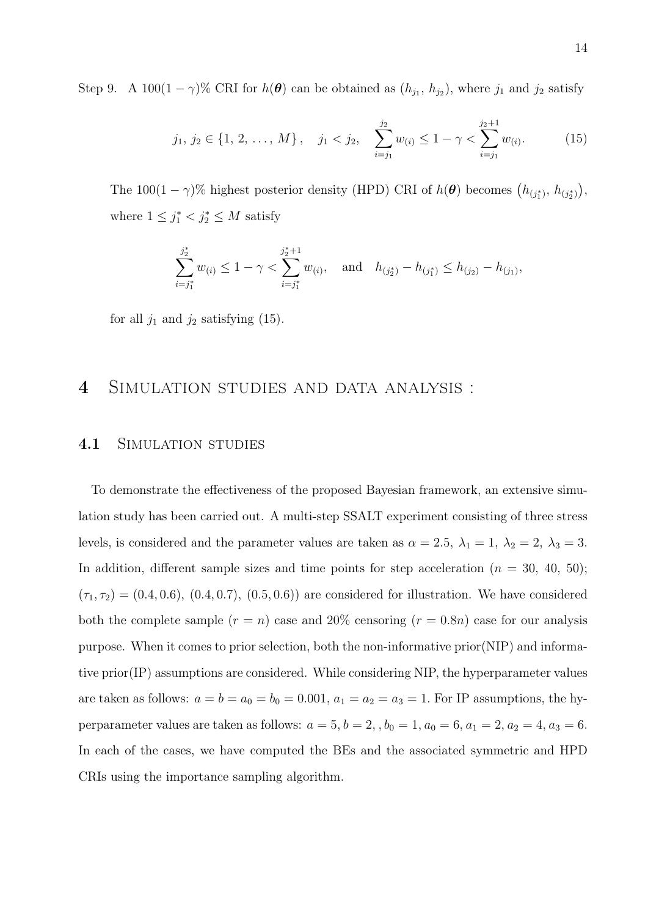Step 9. A $100(1-\gamma)\%$ CRI for $h(\boldsymbol{\theta})$ can be obtained as $(h_{j_1},\, h_{j_2})$, where $j_1$ and $j_2$ satisfy

$$j_1,\, j_2 \in \{1,\, 2,\, \ldots,\, M\}\,, \quad j_1 < j_2, \quad \sum_{i=j_1}^{j_2} w_{(i)} \leq 1-\gamma < \sum_{i=j_1}^{j_2+1} w_{(i)}. \tag{15}$$

The $100(1-\gamma)\%$ highest posterior density (HPD) CRI of $h(\boldsymbol{\theta})$ becomes $\left(h_{(j_1^*)},\, h_{(j_2^*)}\right)$, where $1 \leq j_1^* < j_2^* \leq M$ satisfy

$$\sum_{i=j_1^*}^{j_2^*} w_{(i)} \leq 1-\gamma < \sum_{i=j_1^*}^{j_2^*+1} w_{(i)}, \quad \text{and} \quad h_{(j_2^*)} - h_{(j_1^*)} \leq h_{(j_2)} - h_{(j_1)},$$

for all $j_1$ and $j_2$ satisfying (15).

# 4 Simulation studies and data analysis :

## 4.1 Simulation studies

To demonstrate the effectiveness of the proposed Bayesian framework, an extensive simulation study has been carried out. A multi-step SSALT experiment consisting of three stress levels, is considered and the parameter values are taken as $\alpha = 2.5,\ \lambda_1 = 1,\ \lambda_2 = 2,\ \lambda_3 = 3$. In addition, different sample sizes and time points for step acceleration ($n = 30,\ 40,\ 50$); $(\tau_1, \tau_2) = (0.4, 0.6),\ (0.4, 0.7),\ (0.5, 0.6))$ are considered for illustration. We have considered both the complete sample ($r = n$) case and 20% censoring ($r = 0.8n$) case for our analysis purpose. When it comes to prior selection, both the non-informative prior(NIP) and informative prior(IP) assumptions are considered. While considering NIP, the hyperparameter values are taken as follows: $a = b = a_0 = b_0 = 0.001,\ a_1 = a_2 = a_3 = 1$. For IP assumptions, the hyperparameter values are taken as follows: $a = 5, b = 2, , b_0 = 1, a_0 = 6, a_1 = 2, a_2 = 4, a_3 = 6$. In each of the cases, we have computed the BEs and the associated symmetric and HPD CRIs using the importance sampling algorithm.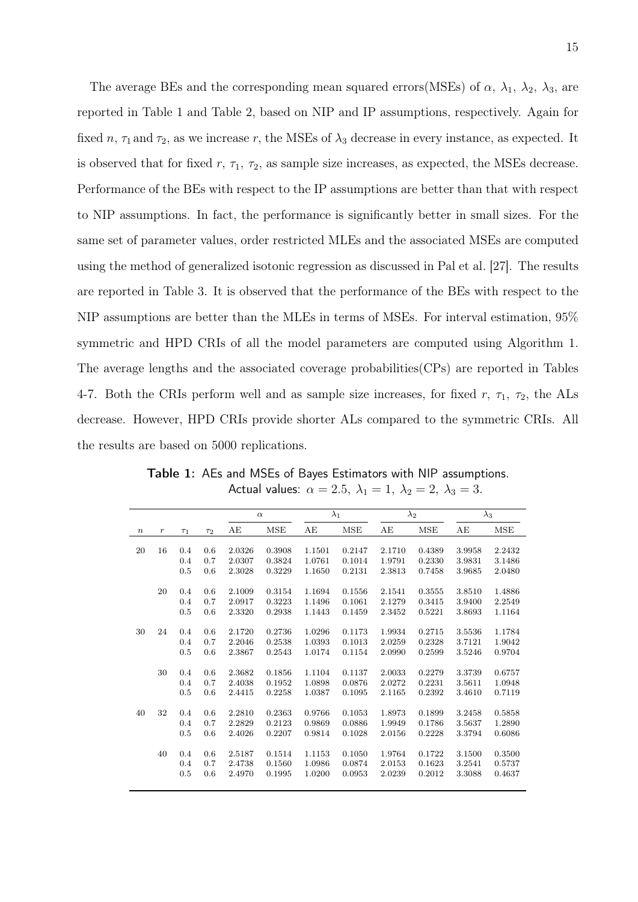The average BEs and the corresponding mean squared errors(MSEs) of $\alpha$, $\lambda_1$, $\lambda_2$, $\lambda_3$, are reported in Table 1 and Table 2, based on NIP and IP assumptions, respectively. Again for fixed $n$, $\tau_1$ and $\tau_2$, as we increase $r$, the MSEs of $\lambda_3$ decrease in every instance, as expected. It is observed that for fixed $r$, $\tau_1$, $\tau_2$, as sample size increases, as expected, the MSEs decrease. Performance of the BEs with respect to the IP assumptions are better than that with respect to NIP assumptions. In fact, the performance is significantly better in small sizes. For the same set of parameter values, order restricted MLEs and the associated MSEs are computed using the method of generalized isotonic regression as discussed in Pal et al. [27]. The results are reported in Table 3. It is observed that the performance of the BEs with respect to the NIP assumptions are better than the MLEs in terms of MSEs. For interval estimation, 95% symmetric and HPD CRIs of all the model parameters are computed using Algorithm 1. The average lengths and the associated coverage probabilities(CPs) are reported in Tables 4-7. Both the CRIs perform well and as sample size increases, for fixed $r$, $\tau_1$, $\tau_2$, the ALs decrease. However, HPD CRIs provide shorter ALs compared to the symmetric CRIs. All the results are based on 5000 replications.

**Table 1:** AEs and MSEs of Bayes Estimators with NIP assumptions. Actual values: $\alpha = 2.5,\ \lambda_1 = 1,\ \lambda_2 = 2,\ \lambda_3 = 3$.

| | | | | $\alpha$ | | $\lambda_1$ | | $\lambda_2$ | | $\lambda_3$ | |
|---|---|---|---|---|---|---|---|---|---|---|---|
| $n$ | $r$ | $\tau_1$ | $\tau_2$ | AE | MSE | AE | MSE | AE | MSE | AE | MSE |
| 20 | 16 | 0.4 | 0.6 | 2.0326 | 0.3908 | 1.1501 | 0.2147 | 2.1710 | 0.4389 | 3.9958 | 2.2432 |
| | | 0.4 | 0.7 | 2.0307 | 0.3824 | 1.0761 | 0.1014 | 1.9791 | 0.2330 | 3.9831 | 3.1486 |
| | | 0.5 | 0.6 | 2.3028 | 0.3229 | 1.1650 | 0.2131 | 2.3813 | 0.7458 | 3.9685 | 2.0480 |
| | 20 | 0.4 | 0.6 | 2.1009 | 0.3154 | 1.1694 | 0.1556 | 2.1541 | 0.3555 | 3.8510 | 1.4886 |
| | | 0.4 | 0.7 | 2.0917 | 0.3223 | 1.1496 | 0.1061 | 2.1279 | 0.3415 | 3.9400 | 2.2549 |
| | | 0.5 | 0.6 | 2.3320 | 0.2938 | 1.1443 | 0.1459 | 2.3452 | 0.5221 | 3.8693 | 1.1164 |
| 30 | 24 | 0.4 | 0.6 | 2.1720 | 0.2736 | 1.0296 | 0.1173 | 1.9934 | 0.2715 | 3.5536 | 1.1784 |
| | | 0.4 | 0.7 | 2.2046 | 0.2538 | 1.0393 | 0.1013 | 2.0259 | 0.2328 | 3.7121 | 1.9042 |
| | | 0.5 | 0.6 | 2.3867 | 0.2543 | 1.0174 | 0.1154 | 2.0990 | 0.2599 | 3.5246 | 0.9704 |
| | 30 | 0.4 | 0.6 | 2.3682 | 0.1856 | 1.1104 | 0.1137 | 2.0033 | 0.2279 | 3.3739 | 0.6757 |
| | | 0.4 | 0.7 | 2.4038 | 0.1952 | 1.0898 | 0.0876 | 2.0272 | 0.2231 | 3.5611 | 1.0948 |
| | | 0.5 | 0.6 | 2.4415 | 0.2258 | 1.0387 | 0.1095 | 2.1165 | 0.2392 | 3.4610 | 0.7119 |
| 40 | 32 | 0.4 | 0.6 | 2.2810 | 0.2363 | 0.9766 | 0.1053 | 1.8973 | 0.1899 | 3.2458 | 0.5858 |
| | | 0.4 | 0.7 | 2.2829 | 0.2123 | 0.9869 | 0.0886 | 1.9949 | 0.1786 | 3.5637 | 1.2890 |
| | | 0.5 | 0.6 | 2.4026 | 0.2207 | 0.9814 | 0.1028 | 2.0156 | 0.2228 | 3.3794 | 0.6086 |
| | 40 | 0.4 | 0.6 | 2.5187 | 0.1514 | 1.1153 | 0.1050 | 1.9764 | 0.1722 | 3.1500 | 0.3500 |
| | | 0.4 | 0.7 | 2.4738 | 0.1560 | 1.0986 | 0.0874 | 2.0153 | 0.1623 | 3.2541 | 0.5737 |
| | | 0.5 | 0.6 | 2.4970 | 0.1995 | 1.0200 | 0.0953 | 2.0239 | 0.2012 | 3.3088 | 0.4637 |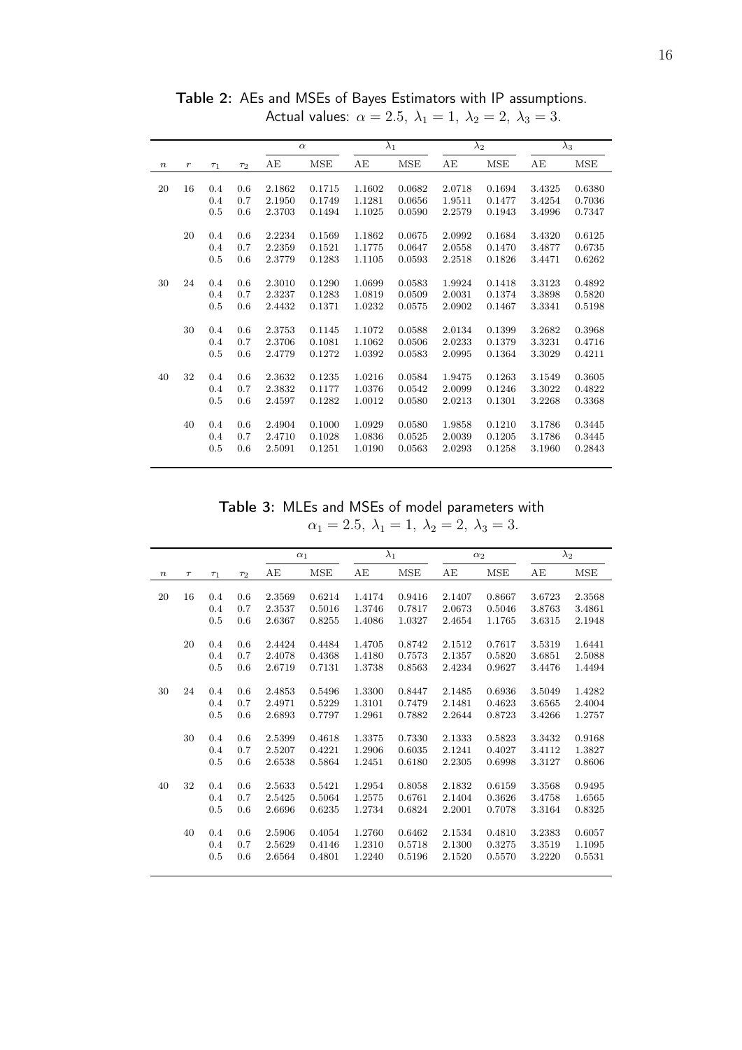**Table 2:** AEs and MSEs of Bayes Estimators with IP assumptions. Actual values: $\alpha = 2.5,\ \lambda_1 = 1,\ \lambda_2 = 2,\ \lambda_3 = 3$.

| | | | | $\alpha$ | | $\lambda_1$ | | $\lambda_2$ | | $\lambda_3$ | |
|---|---|---|---|---|---|---|---|---|---|---|---|
| $n$ | $r$ | $\tau_1$ | $\tau_2$ | AE | MSE | AE | MSE | AE | MSE | AE | MSE |
| 20 | 16 | 0.4 | 0.6 | 2.1862 | 0.1715 | 1.1602 | 0.0682 | 2.0718 | 0.1694 | 3.4325 | 0.6380 |
| | | 0.4 | 0.7 | 2.1950 | 0.1749 | 1.1281 | 0.0656 | 1.9511 | 0.1477 | 3.4254 | 0.7036 |
| | | 0.5 | 0.6 | 2.3703 | 0.1494 | 1.1025 | 0.0590 | 2.2579 | 0.1943 | 3.4996 | 0.7347 |
| | 20 | 0.4 | 0.6 | 2.2234 | 0.1569 | 1.1862 | 0.0675 | 2.0992 | 0.1684 | 3.4320 | 0.6125 |
| | | 0.4 | 0.7 | 2.2359 | 0.1521 | 1.1775 | 0.0647 | 2.0558 | 0.1470 | 3.4877 | 0.6735 |
| | | 0.5 | 0.6 | 2.3779 | 0.1283 | 1.1105 | 0.0593 | 2.2518 | 0.1826 | 3.4471 | 0.6262 |
| 30 | 24 | 0.4 | 0.6 | 2.3010 | 0.1290 | 1.0699 | 0.0583 | 1.9924 | 0.1418 | 3.3123 | 0.4892 |
| | | 0.4 | 0.7 | 2.3237 | 0.1283 | 1.0819 | 0.0509 | 2.0031 | 0.1374 | 3.3898 | 0.5820 |
| | | 0.5 | 0.6 | 2.4432 | 0.1371 | 1.0232 | 0.0575 | 2.0902 | 0.1467 | 3.3341 | 0.5198 |
| | 30 | 0.4 | 0.6 | 2.3753 | 0.1145 | 1.1072 | 0.0588 | 2.0134 | 0.1399 | 3.2682 | 0.3968 |
| | | 0.4 | 0.7 | 2.3706 | 0.1081 | 1.1062 | 0.0506 | 2.0233 | 0.1379 | 3.3231 | 0.4716 |
| | | 0.5 | 0.6 | 2.4779 | 0.1272 | 1.0392 | 0.0583 | 2.0995 | 0.1364 | 3.3029 | 0.4211 |
| 40 | 32 | 0.4 | 0.6 | 2.3632 | 0.1235 | 1.0216 | 0.0584 | 1.9475 | 0.1263 | 3.1549 | 0.3605 |
| | | 0.4 | 0.7 | 2.3832 | 0.1177 | 1.0376 | 0.0542 | 2.0099 | 0.1246 | 3.3022 | 0.4822 |
| | | 0.5 | 0.6 | 2.4597 | 0.1282 | 1.0012 | 0.0580 | 2.0213 | 0.1301 | 3.2268 | 0.3368 |
| | 40 | 0.4 | 0.6 | 2.4904 | 0.1000 | 1.0929 | 0.0580 | 1.9858 | 0.1210 | 3.1786 | 0.3445 |
| | | 0.4 | 0.7 | 2.4710 | 0.1028 | 1.0836 | 0.0525 | 2.0039 | 0.1205 | 3.1786 | 0.3445 |
| | | 0.5 | 0.6 | 2.5091 | 0.1251 | 1.0190 | 0.0563 | 2.0293 | 0.1258 | 3.1960 | 0.2843 |

**Table 3:** MLEs and MSEs of model parameters with $\alpha_1 = 2.5,\ \lambda_1 = 1,\ \lambda_2 = 2,\ \lambda_3 = 3$.

| | | | | $\alpha_1$ | | $\lambda_1$ | | $\alpha_2$ | | $\lambda_2$ | |
|---|---|---|---|---|---|---|---|---|---|---|---|
| $n$ | $\tau$ | $\tau_1$ | $\tau_2$ | AE | MSE | AE | MSE | AE | MSE | AE | MSE |
| 20 | 16 | 0.4 | 0.6 | 2.3569 | 0.6214 | 1.4174 | 0.9416 | 2.1407 | 0.8667 | 3.6723 | 2.3568 |
| | | 0.4 | 0.7 | 2.3537 | 0.5016 | 1.3746 | 0.7817 | 2.0673 | 0.5046 | 3.8763 | 3.4861 |
| | | 0.5 | 0.6 | 2.6367 | 0.8255 | 1.4086 | 1.0327 | 2.4654 | 1.1765 | 3.6315 | 2.1948 |
| | 20 | 0.4 | 0.6 | 2.4424 | 0.4484 | 1.4705 | 0.8742 | 2.1512 | 0.7617 | 3.5319 | 1.6441 |
| | | 0.4 | 0.7 | 2.4078 | 0.4368 | 1.4180 | 0.7573 | 2.1357 | 0.5820 | 3.6851 | 2.5088 |
| | | 0.5 | 0.6 | 2.6719 | 0.7131 | 1.3738 | 0.8563 | 2.4234 | 0.9627 | 3.4476 | 1.4494 |
| 30 | 24 | 0.4 | 0.6 | 2.4853 | 0.5496 | 1.3300 | 0.8447 | 2.1485 | 0.6936 | 3.5049 | 1.4282 |
| | | 0.4 | 0.7 | 2.4971 | 0.5229 | 1.3101 | 0.7479 | 2.1481 | 0.4623 | 3.6565 | 2.4004 |
| | | 0.5 | 0.6 | 2.6893 | 0.7797 | 1.2961 | 0.7882 | 2.2644 | 0.8723 | 3.4266 | 1.2757 |
| | 30 | 0.4 | 0.6 | 2.5399 | 0.4618 | 1.3375 | 0.7330 | 2.1333 | 0.5823 | 3.3432 | 0.9168 |
| | | 0.4 | 0.7 | 2.5207 | 0.4221 | 1.2906 | 0.6035 | 2.1241 | 0.4027 | 3.4112 | 1.3827 |
| | | 0.5 | 0.6 | 2.6538 | 0.5864 | 1.2451 | 0.6180 | 2.2305 | 0.6998 | 3.3127 | 0.8606 |
| 40 | 32 | 0.4 | 0.6 | 2.5633 | 0.5421 | 1.2954 | 0.8058 | 2.1832 | 0.6159 | 3.3568 | 0.9495 |
| | | 0.4 | 0.7 | 2.5425 | 0.5064 | 1.2575 | 0.6761 | 2.1404 | 0.3626 | 3.4758 | 1.6565 |
| | | 0.5 | 0.6 | 2.6696 | 0.6235 | 1.2734 | 0.6824 | 2.2001 | 0.7078 | 3.3164 | 0.8325 |
| | 40 | 0.4 | 0.6 | 2.5906 | 0.4054 | 1.2760 | 0.6462 | 2.1534 | 0.4810 | 3.2383 | 0.6057 |
| | | 0.4 | 0.7 | 2.5629 | 0.4146 | 1.2310 | 0.5718 | 2.1300 | 0.3275 | 3.3519 | 1.1095 |
| | | 0.5 | 0.6 | 2.6564 | 0.4801 | 1.2240 | 0.5196 | 2.1520 | 0.5570 | 3.2220 | 0.5531 |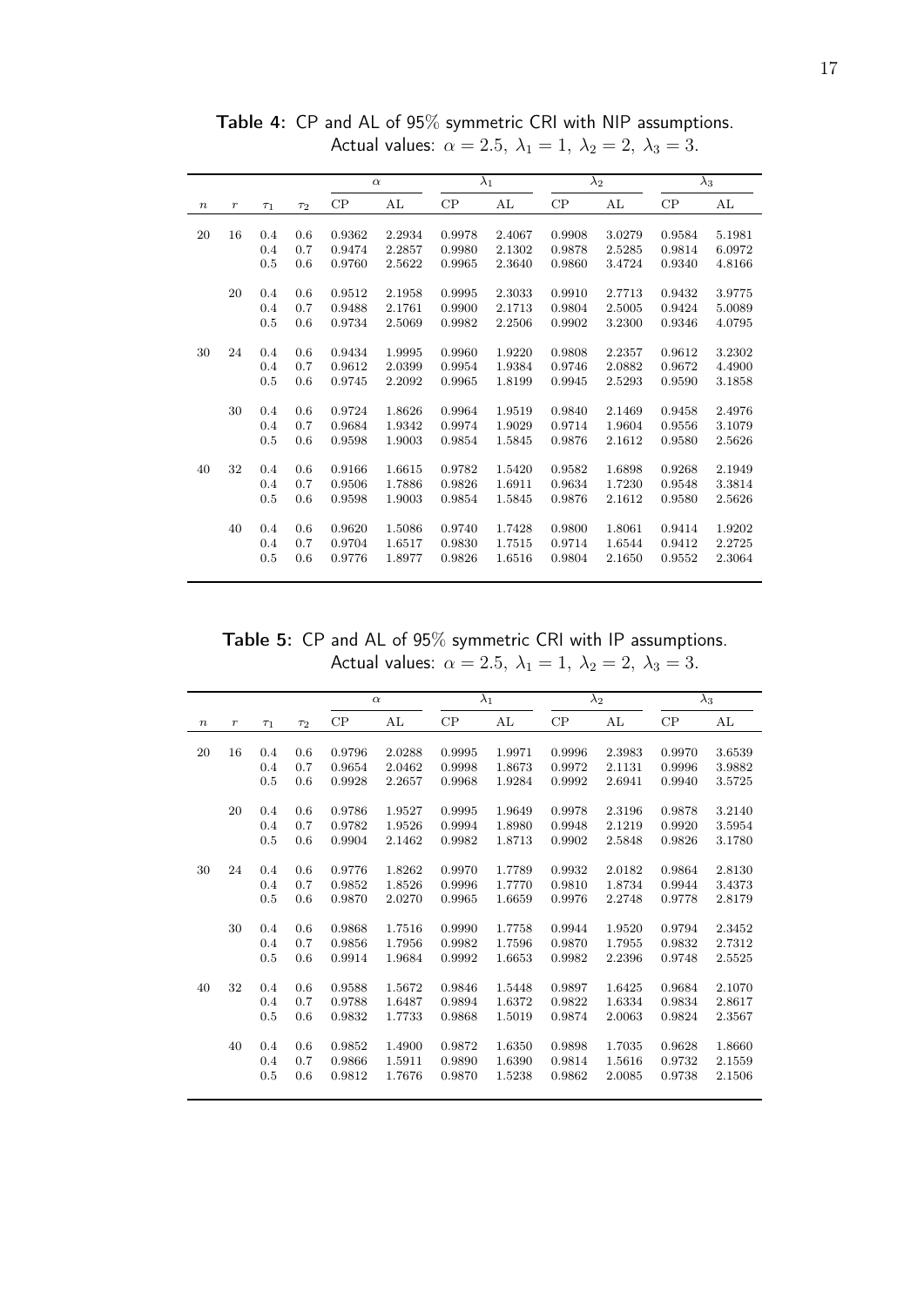**Table 4:** CP and AL of 95% symmetric CRI with NIP assumptions. Actual values: $\alpha = 2.5,\ \lambda_1 = 1,\ \lambda_2 = 2,\ \lambda_3 = 3$.

| | | | | $\alpha$ | | $\lambda_1$ | | $\lambda_2$ | | $\lambda_3$ | |
|---|---|---|---|---|---|---|---|---|---|---|---|
| $n$ | $r$ | $\tau_1$ | $\tau_2$ | CP | AL | CP | AL | CP | AL | CP | AL |
| 20 | 16 | 0.4 | 0.6 | 0.9362 | 2.2934 | 0.9978 | 2.4067 | 0.9908 | 3.0279 | 0.9584 | 5.1981 |
| | | 0.4 | 0.7 | 0.9474 | 2.2857 | 0.9980 | 2.1302 | 0.9878 | 2.5285 | 0.9814 | 6.0972 |
| | | 0.5 | 0.6 | 0.9760 | 2.5622 | 0.9965 | 2.3640 | 0.9860 | 3.4724 | 0.9340 | 4.8166 |
| | 20 | 0.4 | 0.6 | 0.9512 | 2.1958 | 0.9995 | 2.3033 | 0.9910 | 2.7713 | 0.9432 | 3.9775 |
| | | 0.4 | 0.7 | 0.9488 | 2.1761 | 0.9900 | 2.1713 | 0.9804 | 2.5005 | 0.9424 | 5.0089 |
| | | 0.5 | 0.6 | 0.9734 | 2.5069 | 0.9982 | 2.2506 | 0.9902 | 3.2300 | 0.9346 | 4.0795 |
| 30 | 24 | 0.4 | 0.6 | 0.9434 | 1.9995 | 0.9960 | 1.9220 | 0.9808 | 2.2357 | 0.9612 | 3.2302 |
| | | 0.4 | 0.7 | 0.9612 | 2.0399 | 0.9954 | 1.9384 | 0.9746 | 2.0882 | 0.9672 | 4.4900 |
| | | 0.5 | 0.6 | 0.9745 | 2.2092 | 0.9965 | 1.8199 | 0.9945 | 2.5293 | 0.9590 | 3.1858 |
| | 30 | 0.4 | 0.6 | 0.9724 | 1.8626 | 0.9964 | 1.9519 | 0.9840 | 2.1469 | 0.9458 | 2.4976 |
| | | 0.4 | 0.7 | 0.9684 | 1.9342 | 0.9974 | 1.9029 | 0.9714 | 1.9604 | 0.9556 | 3.1079 |
| | | 0.5 | 0.6 | 0.9598 | 1.9003 | 0.9854 | 1.5845 | 0.9876 | 2.1612 | 0.9580 | 2.5626 |
| 40 | 32 | 0.4 | 0.6 | 0.9166 | 1.6615 | 0.9782 | 1.5420 | 0.9582 | 1.6898 | 0.9268 | 2.1949 |
| | | 0.4 | 0.7 | 0.9506 | 1.7886 | 0.9826 | 1.6911 | 0.9634 | 1.7230 | 0.9548 | 3.3814 |
| | | 0.5 | 0.6 | 0.9598 | 1.9003 | 0.9854 | 1.5845 | 0.9876 | 2.1612 | 0.9580 | 2.5626 |
| | 40 | 0.4 | 0.6 | 0.9620 | 1.5086 | 0.9740 | 1.7428 | 0.9800 | 1.8061 | 0.9414 | 1.9202 |
| | | 0.4 | 0.7 | 0.9704 | 1.6517 | 0.9830 | 1.7515 | 0.9714 | 1.6544 | 0.9412 | 2.2725 |
| | | 0.5 | 0.6 | 0.9776 | 1.8977 | 0.9826 | 1.6516 | 0.9804 | 2.1650 | 0.9552 | 2.3064 |

**Table 5:** CP and AL of 95% symmetric CRI with IP assumptions. Actual values: $\alpha = 2.5,\ \lambda_1 = 1,\ \lambda_2 = 2,\ \lambda_3 = 3$.

| | | | | $\alpha$ | | $\lambda_1$ | | $\lambda_2$ | | $\lambda_3$ | |
|---|---|---|---|---|---|---|---|---|---|---|---|
| $n$ | $r$ | $\tau_1$ | $\tau_2$ | CP | AL | CP | AL | CP | AL | CP | AL |
| 20 | 16 | 0.4 | 0.6 | 0.9796 | 2.0288 | 0.9995 | 1.9971 | 0.9996 | 2.3983 | 0.9970 | 3.6539 |
| | | 0.4 | 0.7 | 0.9654 | 2.0462 | 0.9998 | 1.8673 | 0.9972 | 2.1131 | 0.9996 | 3.9882 |
| | | 0.5 | 0.6 | 0.9928 | 2.2657 | 0.9968 | 1.9284 | 0.9992 | 2.6941 | 0.9940 | 3.5725 |
| | 20 | 0.4 | 0.6 | 0.9786 | 1.9527 | 0.9995 | 1.9649 | 0.9978 | 2.3196 | 0.9878 | 3.2140 |
| | | 0.4 | 0.7 | 0.9782 | 1.9526 | 0.9994 | 1.8980 | 0.9948 | 2.1219 | 0.9920 | 3.5954 |
| | | 0.5 | 0.6 | 0.9904 | 2.1462 | 0.9982 | 1.8713 | 0.9902 | 2.5848 | 0.9826 | 3.1780 |
| 30 | 24 | 0.4 | 0.6 | 0.9776 | 1.8262 | 0.9970 | 1.7789 | 0.9932 | 2.0182 | 0.9864 | 2.8130 |
| | | 0.4 | 0.7 | 0.9852 | 1.8526 | 0.9996 | 1.7770 | 0.9810 | 1.8734 | 0.9944 | 3.4373 |
| | | 0.5 | 0.6 | 0.9870 | 2.0270 | 0.9965 | 1.6659 | 0.9976 | 2.2748 | 0.9778 | 2.8179 |
| | 30 | 0.4 | 0.6 | 0.9868 | 1.7516 | 0.9990 | 1.7758 | 0.9944 | 1.9520 | 0.9794 | 2.3452 |
| | | 0.4 | 0.7 | 0.9856 | 1.7956 | 0.9982 | 1.7596 | 0.9870 | 1.7955 | 0.9832 | 2.7312 |
| | | 0.5 | 0.6 | 0.9914 | 1.9684 | 0.9992 | 1.6653 | 0.9982 | 2.2396 | 0.9748 | 2.5525 |
| 40 | 32 | 0.4 | 0.6 | 0.9588 | 1.5672 | 0.9846 | 1.5448 | 0.9897 | 1.6425 | 0.9684 | 2.1070 |
| | | 0.4 | 0.7 | 0.9788 | 1.6487 | 0.9894 | 1.6372 | 0.9822 | 1.6334 | 0.9834 | 2.8617 |
| | | 0.5 | 0.6 | 0.9832 | 1.7733 | 0.9868 | 1.5019 | 0.9874 | 2.0063 | 0.9824 | 2.3567 |
| | 40 | 0.4 | 0.6 | 0.9852 | 1.4900 | 0.9872 | 1.6350 | 0.9898 | 1.7035 | 0.9628 | 1.8660 |
| | | 0.4 | 0.7 | 0.9866 | 1.5911 | 0.9890 | 1.6390 | 0.9814 | 1.5616 | 0.9732 | 2.1559 |
| | | 0.5 | 0.6 | 0.9812 | 1.7676 | 0.9870 | 1.5238 | 0.9862 | 2.0085 | 0.9738 | 2.1506 |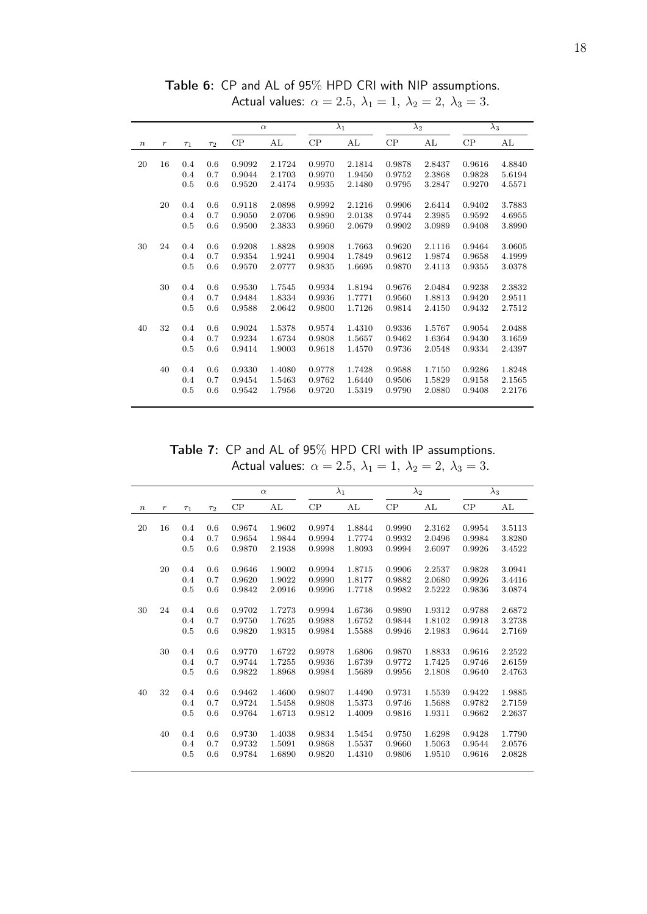**Table 6:** CP and AL of 95% HPD CRI with NIP assumptions.
Actual values: $\alpha = 2.5,\ \lambda_1 = 1,\ \lambda_2 = 2,\ \lambda_3 = 3.$

| | | | | $\alpha$ | | $\lambda_1$ | | $\lambda_2$ | | $\lambda_3$ | |
|---|---|---|---|---|---|---|---|---|---|---|---|
| $n$ | $r$ | $\tau_1$ | $\tau_2$ | CP | AL | CP | AL | CP | AL | CP | AL |
| 20 | 16 | 0.4 | 0.6 | 0.9092 | 2.1724 | 0.9970 | 2.1814 | 0.9878 | 2.8437 | 0.9616 | 4.8840 |
| | | 0.4 | 0.7 | 0.9044 | 2.1703 | 0.9970 | 1.9450 | 0.9752 | 2.3868 | 0.9828 | 5.6194 |
| | | 0.5 | 0.6 | 0.9520 | 2.4174 | 0.9935 | 2.1480 | 0.9795 | 3.2847 | 0.9270 | 4.5571 |
| | 20 | 0.4 | 0.6 | 0.9118 | 2.0898 | 0.9992 | 2.1216 | 0.9906 | 2.6414 | 0.9402 | 3.7883 |
| | | 0.4 | 0.7 | 0.9050 | 2.0706 | 0.9890 | 2.0138 | 0.9744 | 2.3985 | 0.9592 | 4.6955 |
| | | 0.5 | 0.6 | 0.9500 | 2.3833 | 0.9960 | 2.0679 | 0.9902 | 3.0989 | 0.9408 | 3.8990 |
| 30 | 24 | 0.4 | 0.6 | 0.9208 | 1.8828 | 0.9908 | 1.7663 | 0.9620 | 2.1116 | 0.9464 | 3.0605 |
| | | 0.4 | 0.7 | 0.9354 | 1.9241 | 0.9904 | 1.7849 | 0.9612 | 1.9874 | 0.9658 | 4.1999 |
| | | 0.5 | 0.6 | 0.9570 | 2.0777 | 0.9835 | 1.6695 | 0.9870 | 2.4113 | 0.9355 | 3.0378 |
| | 30 | 0.4 | 0.6 | 0.9530 | 1.7545 | 0.9934 | 1.8194 | 0.9676 | 2.0484 | 0.9238 | 2.3832 |
| | | 0.4 | 0.7 | 0.9484 | 1.8334 | 0.9936 | 1.7771 | 0.9560 | 1.8813 | 0.9420 | 2.9511 |
| | | 0.5 | 0.6 | 0.9588 | 2.0642 | 0.9800 | 1.7126 | 0.9814 | 2.4150 | 0.9432 | 2.7512 |
| 40 | 32 | 0.4 | 0.6 | 0.9024 | 1.5378 | 0.9574 | 1.4310 | 0.9336 | 1.5767 | 0.9054 | 2.0488 |
| | | 0.4 | 0.7 | 0.9234 | 1.6734 | 0.9808 | 1.5657 | 0.9462 | 1.6364 | 0.9430 | 3.1659 |
| | | 0.5 | 0.6 | 0.9414 | 1.9003 | 0.9618 | 1.4570 | 0.9736 | 2.0548 | 0.9334 | 2.4397 |
| | 40 | 0.4 | 0.6 | 0.9330 | 1.4080 | 0.9778 | 1.7428 | 0.9588 | 1.7150 | 0.9286 | 1.8248 |
| | | 0.4 | 0.7 | 0.9454 | 1.5463 | 0.9762 | 1.6440 | 0.9506 | 1.5829 | 0.9158 | 2.1565 |
| | | 0.5 | 0.6 | 0.9542 | 1.7956 | 0.9720 | 1.5319 | 0.9790 | 2.0880 | 0.9408 | 2.2176 |

**Table 7:** CP and AL of 95% HPD CRI with IP assumptions.
Actual values: $\alpha = 2.5,\ \lambda_1 = 1,\ \lambda_2 = 2,\ \lambda_3 = 3.$

| | | | | $\alpha$ | | $\lambda_1$ | | $\lambda_2$ | | $\lambda_3$ | |
|---|---|---|---|---|---|---|---|---|---|---|---|
| $n$ | $r$ | $\tau_1$ | $\tau_2$ | CP | AL | CP | AL | CP | AL | CP | AL |
| 20 | 16 | 0.4 | 0.6 | 0.9674 | 1.9602 | 0.9974 | 1.8844 | 0.9990 | 2.3162 | 0.9954 | 3.5113 |
| | | 0.4 | 0.7 | 0.9654 | 1.9844 | 0.9994 | 1.7774 | 0.9932 | 2.0496 | 0.9984 | 3.8280 |
| | | 0.5 | 0.6 | 0.9870 | 2.1938 | 0.9998 | 1.8093 | 0.9994 | 2.6097 | 0.9926 | 3.4522 |
| | 20 | 0.4 | 0.6 | 0.9646 | 1.9002 | 0.9994 | 1.8715 | 0.9906 | 2.2537 | 0.9828 | 3.0941 |
| | | 0.4 | 0.7 | 0.9620 | 1.9022 | 0.9990 | 1.8177 | 0.9882 | 2.0680 | 0.9926 | 3.4416 |
| | | 0.5 | 0.6 | 0.9842 | 2.0916 | 0.9996 | 1.7718 | 0.9982 | 2.5222 | 0.9836 | 3.0874 |
| 30 | 24 | 0.4 | 0.6 | 0.9702 | 1.7273 | 0.9994 | 1.6736 | 0.9890 | 1.9312 | 0.9788 | 2.6872 |
| | | 0.4 | 0.7 | 0.9750 | 1.7625 | 0.9988 | 1.6752 | 0.9844 | 1.8102 | 0.9918 | 3.2738 |
| | | 0.5 | 0.6 | 0.9820 | 1.9315 | 0.9984 | 1.5588 | 0.9946 | 2.1983 | 0.9644 | 2.7169 |
| | 30 | 0.4 | 0.6 | 0.9770 | 1.6722 | 0.9978 | 1.6806 | 0.9870 | 1.8833 | 0.9616 | 2.2522 |
| | | 0.4 | 0.7 | 0.9744 | 1.7255 | 0.9936 | 1.6739 | 0.9772 | 1.7425 | 0.9746 | 2.6159 |
| | | 0.5 | 0.6 | 0.9822 | 1.8968 | 0.9984 | 1.5689 | 0.9956 | 2.1808 | 0.9640 | 2.4763 |
| 40 | 32 | 0.4 | 0.6 | 0.9462 | 1.4600 | 0.9807 | 1.4490 | 0.9731 | 1.5539 | 0.9422 | 1.9885 |
| | | 0.4 | 0.7 | 0.9724 | 1.5458 | 0.9808 | 1.5373 | 0.9746 | 1.5688 | 0.9782 | 2.7159 |
| | | 0.5 | 0.6 | 0.9764 | 1.6713 | 0.9812 | 1.4009 | 0.9816 | 1.9311 | 0.9662 | 2.2637 |
| | 40 | 0.4 | 0.6 | 0.9730 | 1.4038 | 0.9834 | 1.5454 | 0.9750 | 1.6298 | 0.9428 | 1.7790 |
| | | 0.4 | 0.7 | 0.9732 | 1.5091 | 0.9868 | 1.5537 | 0.9660 | 1.5063 | 0.9544 | 2.0576 |
| | | 0.5 | 0.6 | 0.9784 | 1.6890 | 0.9820 | 1.4310 | 0.9806 | 1.9510 | 0.9616 | 2.0828 |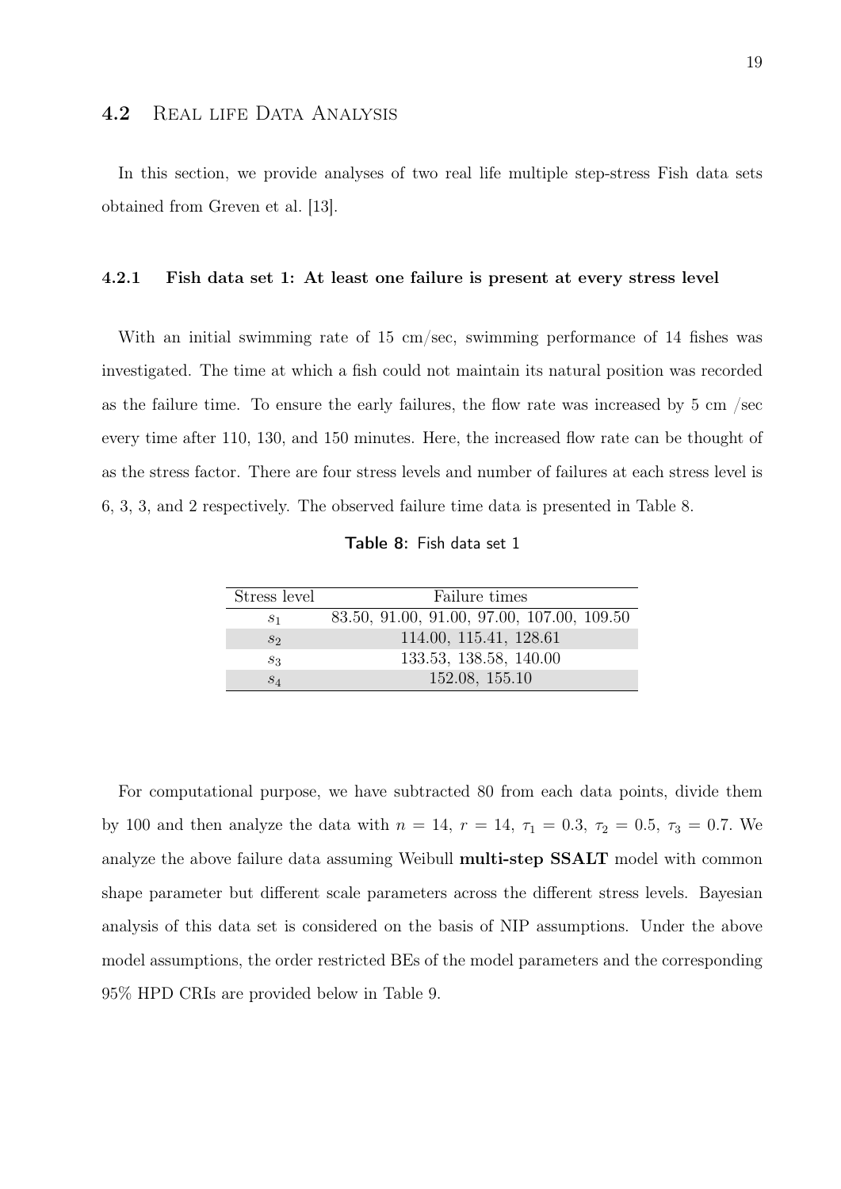## 4.2 Real life Data Analysis

In this section, we provide analyses of two real life multiple step-stress Fish data sets obtained from Greven et al. [13].

### 4.2.1 Fish data set 1: At least one failure is present at every stress level

With an initial swimming rate of 15 cm/sec, swimming performance of 14 fishes was investigated. The time at which a fish could not maintain its natural position was recorded as the failure time. To ensure the early failures, the flow rate was increased by 5 cm /sec every time after 110, 130, and 150 minutes. Here, the increased flow rate can be thought of as the stress factor. There are four stress levels and number of failures at each stress level is 6, 3, 3, and 2 respectively. The observed failure time data is presented in Table 8.

**Table 8:** Fish data set 1

| Stress level | Failure times |
|---|---|
| $s_1$ | 83.50, 91.00, 91.00, 97.00, 107.00, 109.50 |
| $s_2$ | 114.00, 115.41, 128.61 |
| $s_3$ | 133.53, 138.58, 140.00 |
| $s_4$ | 152.08, 155.10 |

For computational purpose, we have subtracted 80 from each data points, divide them by 100 and then analyze the data with $n = 14,\ r = 14,\ \tau_1 = 0.3,\ \tau_2 = 0.5,\ \tau_3 = 0.7$. We analyze the above failure data assuming Weibull **multi-step SSALT** model with common shape parameter but different scale parameters across the different stress levels. Bayesian analysis of this data set is considered on the basis of NIP assumptions. Under the above model assumptions, the order restricted BEs of the model parameters and the corresponding 95% HPD CRIs are provided below in Table 9.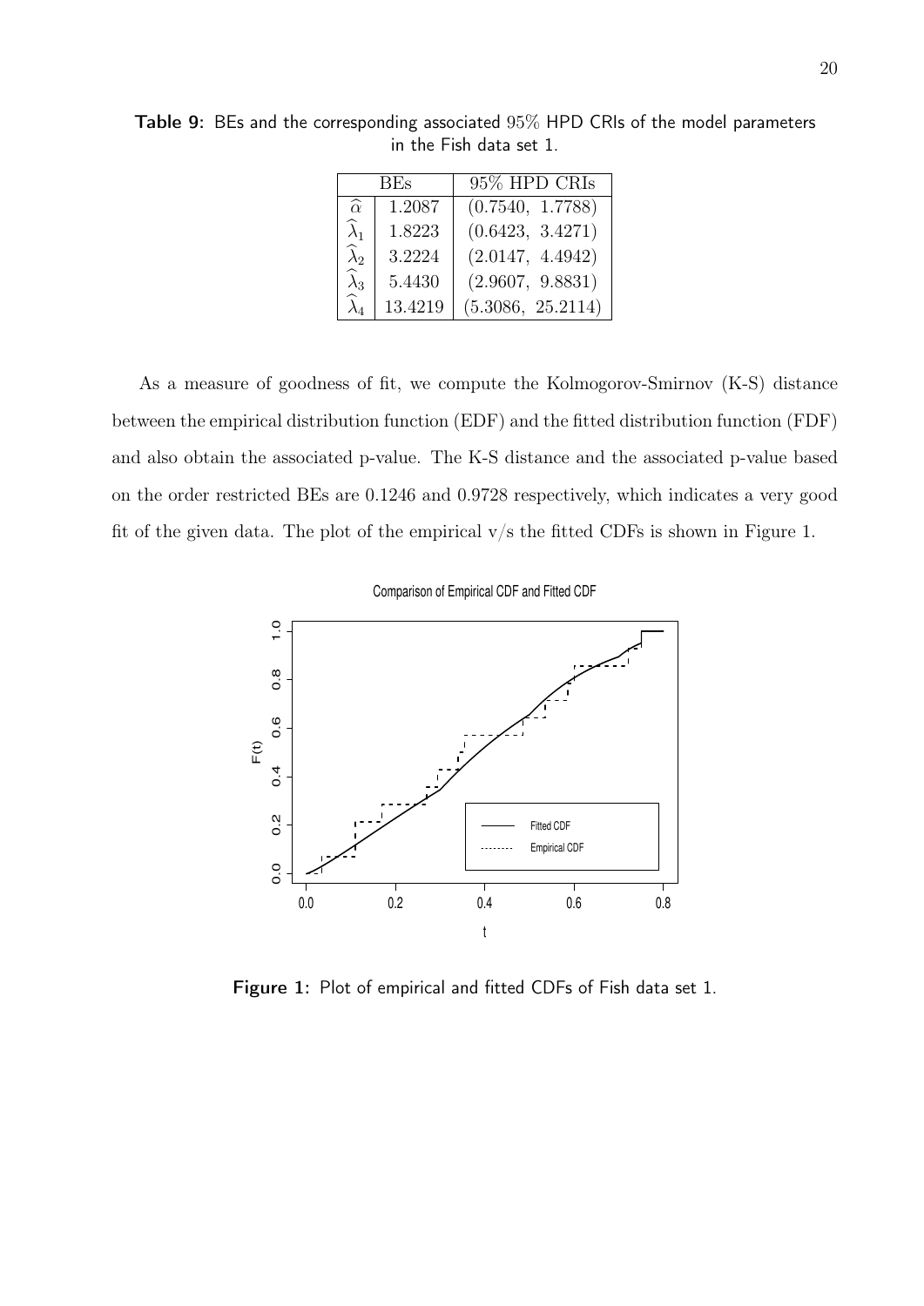**Table 9:** BEs and the corresponding associated 95% HPD CRIs of the model parameters in the Fish data set 1.

| BEs | | 95% HPD CRIs |
|---|---|---|
| $\widehat{\alpha}$ | 1.2087 | (0.7540, 1.7788) |
| $\widehat{\lambda}_1$ | 1.8223 | (0.6423, 3.4271) |
| $\widehat{\lambda}_2$ | 3.2224 | (2.0147, 4.4942) |
| $\widehat{\lambda}_3$ | 5.4430 | (2.9607, 9.8831) |
| $\widehat{\lambda}_4$ | 13.4219 | (5.3086, 25.2114) |

As a measure of goodness of fit, we compute the Kolmogorov-Smirnov (K-S) distance between the empirical distribution function (EDF) and the fitted distribution function (FDF) and also obtain the associated p-value. The K-S distance and the associated p-value based on the order restricted BEs are 0.1246 and 0.9728 respectively, which indicates a very good fit of the given data. The plot of the empirical v/s the fitted CDFs is shown in Figure 1.

**Figure 1:** Plot of empirical and fitted CDFs of Fish data set 1.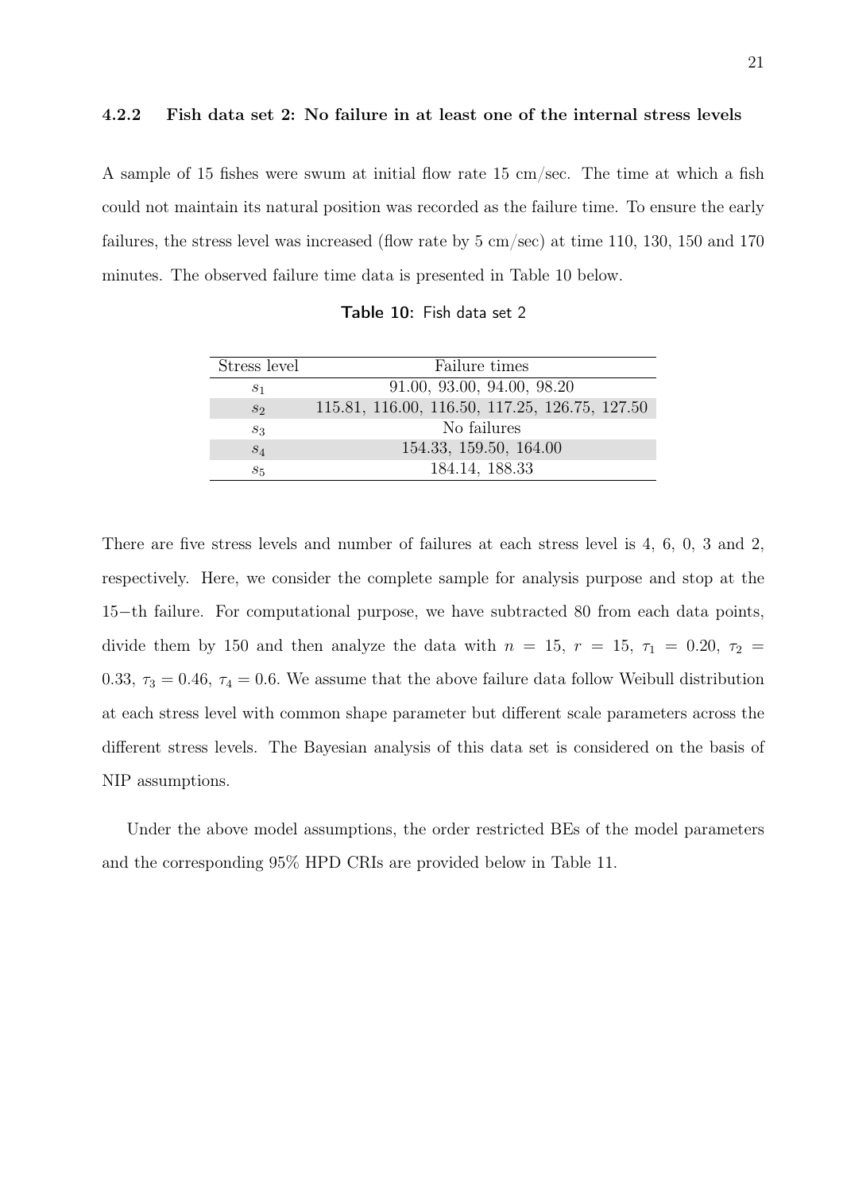#### 4.2.2 Fish data set 2: No failure in at least one of the internal stress levels

A sample of 15 fishes were swum at initial flow rate 15 cm/sec. The time at which a fish could not maintain its natural position was recorded as the failure time. To ensure the early failures, the stress level was increased (flow rate by 5 cm/sec) at time 110, 130, 150 and 170 minutes. The observed failure time data is presented in Table 10 below.

**Table 10:** Fish data set 2

| Stress level | Failure times |
|---|---|
| $s_1$ | 91.00, 93.00, 94.00, 98.20 |
| $s_2$ | 115.81, 116.00, 116.50, 117.25, 126.75, 127.50 |
| $s_3$ | No failures |
| $s_4$ | 154.33, 159.50, 164.00 |
| $s_5$ | 184.14, 188.33 |

There are five stress levels and number of failures at each stress level is 4, 6, 0, 3 and 2, respectively. Here, we consider the complete sample for analysis purpose and stop at the 15−th failure. For computational purpose, we have subtracted 80 from each data points, divide them by 150 and then analyze the data with $n = 15$, $r = 15$, $\tau_1 = 0.20$, $\tau_2 = 0.33$, $\tau_3 = 0.46$, $\tau_4 = 0.6$. We assume that the above failure data follow Weibull distribution at each stress level with common shape parameter but different scale parameters across the different stress levels. The Bayesian analysis of this data set is considered on the basis of NIP assumptions.

Under the above model assumptions, the order restricted BEs of the model parameters and the corresponding 95% HPD CRIs are provided below in Table 11.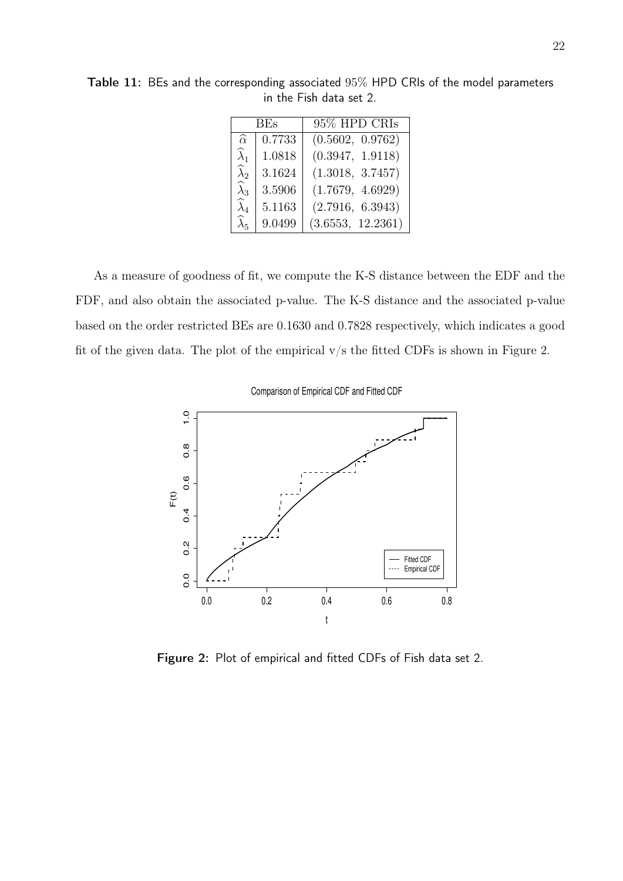**Table 11:** BEs and the corresponding associated 95% HPD CRIs of the model parameters in the Fish data set 2.

| BEs | | 95% HPD CRIs |
|---|---|---|
| $\widehat{\alpha}$ | 0.7733 | (0.5602, 0.9762) |
| $\widehat{\lambda}_1$ | 1.0818 | (0.3947, 1.9118) |
| $\widehat{\lambda}_2$ | 3.1624 | (1.3018, 3.7457) |
| $\widehat{\lambda}_3$ | 3.5906 | (1.7679, 4.6929) |
| $\widehat{\lambda}_4$ | 5.1163 | (2.7916, 6.3943) |
| $\widehat{\lambda}_5$ | 9.0499 | (3.6553, 12.2361) |

As a measure of goodness of fit, we compute the K-S distance between the EDF and the FDF, and also obtain the associated p-value. The K-S distance and the associated p-value based on the order restricted BEs are 0.1630 and 0.7828 respectively, which indicates a good fit of the given data. The plot of the empirical v/s the fitted CDFs is shown in Figure 2.

**Figure 2:** Plot of empirical and fitted CDFs of Fish data set 2.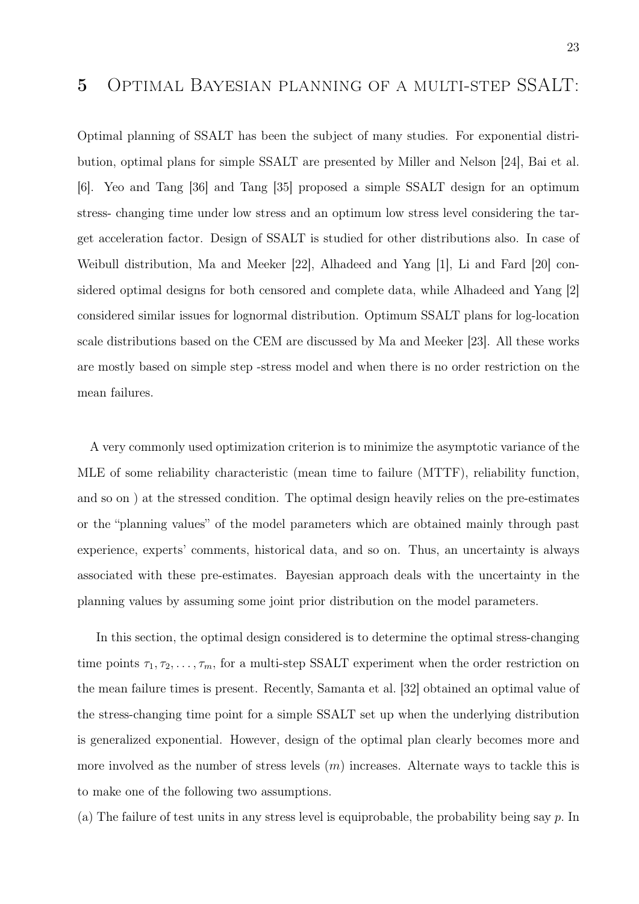# 5 Optimal Bayesian planning of a multi-step SSALT:

Optimal planning of SSALT has been the subject of many studies. For exponential distribution, optimal plans for simple SSALT are presented by Miller and Nelson [24], Bai et al. [6]. Yeo and Tang [36] and Tang [35] proposed a simple SSALT design for an optimum stress- changing time under low stress and an optimum low stress level considering the target acceleration factor. Design of SSALT is studied for other distributions also. In case of Weibull distribution, Ma and Meeker [22], Alhadeed and Yang [1], Li and Fard [20] considered optimal designs for both censored and complete data, while Alhadeed and Yang [2] considered similar issues for lognormal distribution. Optimum SSALT plans for log-location scale distributions based on the CEM are discussed by Ma and Meeker [23]. All these works are mostly based on simple step -stress model and when there is no order restriction on the mean failures.

A very commonly used optimization criterion is to minimize the asymptotic variance of the MLE of some reliability characteristic (mean time to failure (MTTF), reliability function, and so on ) at the stressed condition. The optimal design heavily relies on the pre-estimates or the "planning values" of the model parameters which are obtained mainly through past experience, experts' comments, historical data, and so on. Thus, an uncertainty is always associated with these pre-estimates. Bayesian approach deals with the uncertainty in the planning values by assuming some joint prior distribution on the model parameters.

In this section, the optimal design considered is to determine the optimal stress-changing time points $\tau_1, \tau_2, \ldots, \tau_m$, for a multi-step SSALT experiment when the order restriction on the mean failure times is present. Recently, Samanta et al. [32] obtained an optimal value of the stress-changing time point for a simple SSALT set up when the underlying distribution is generalized exponential. However, design of the optimal plan clearly becomes more and more involved as the number of stress levels ($m$) increases. Alternate ways to tackle this is to make one of the following two assumptions.

(a) The failure of test units in any stress level is equiprobable, the probability being say $p$. In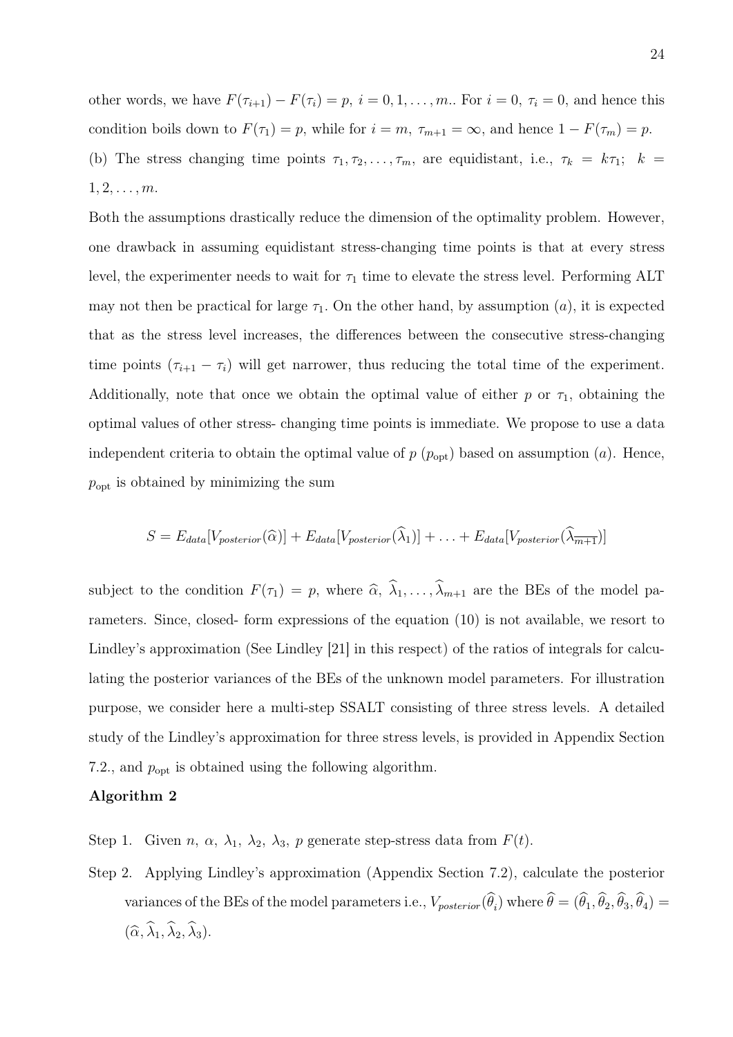other words, we have $F(\tau_{i+1}) - F(\tau_i) = p,\ i = 0, 1, \ldots, m.$. For $i = 0$, $\tau_i = 0$, and hence this condition boils down to $F(\tau_1) = p$, while for $i = m$, $\tau_{m+1} = \infty$, and hence $1 - F(\tau_m) = p$.

(b) The stress changing time points $\tau_1, \tau_2, \ldots, \tau_m$, are equidistant, i.e., $\tau_k = k\tau_1;\ k = 1, 2, \ldots, m$.

Both the assumptions drastically reduce the dimension of the optimality problem. However, one drawback in assuming equidistant stress-changing time points is that at every stress level, the experimenter needs to wait for $\tau_1$ time to elevate the stress level. Performing ALT may not then be practical for large $\tau_1$. On the other hand, by assumption $(a)$, it is expected that as the stress level increases, the differences between the consecutive stress-changing time points $(\tau_{i+1} - \tau_i)$ will get narrower, thus reducing the total time of the experiment. Additionally, note that once we obtain the optimal value of either $p$ or $\tau_1$, obtaining the optimal values of other stress- changing time points is immediate. We propose to use a data independent criteria to obtain the optimal value of $p$ ($p_{\text{opt}}$) based on assumption $(a)$. Hence, $p_{\text{opt}}$ is obtained by minimizing the sum

$$S = E_{data}[V_{posterior}(\widehat{\alpha})] + E_{data}[V_{posterior}(\widehat{\lambda}_1)] + \ldots + E_{data}[V_{posterior}(\widehat{\lambda}_{\overline{m+1}})]$$

subject to the condition $F(\tau_1) = p$, where $\widehat{\alpha},\ \widehat{\lambda}_1, \ldots, \widehat{\lambda}_{m+1}$ are the BEs of the model parameters. Since, closed- form expressions of the equation (10) is not available, we resort to Lindley's approximation (See Lindley [21] in this respect) of the ratios of integrals for calculating the posterior variances of the BEs of the unknown model parameters. For illustration purpose, we consider here a multi-step SSALT consisting of three stress levels. A detailed study of the Lindley's approximation for three stress levels, is provided in Appendix Section 7.2., and $p_{\text{opt}}$ is obtained using the following algorithm.

**Algorithm 2**

Step 1. Given $n,\ \alpha,\ \lambda_1,\ \lambda_2,\ \lambda_3,\ p$ generate step-stress data from $F(t)$.

Step 2. Applying Lindley's approximation (Appendix Section 7.2), calculate the posterior variances of the BEs of the model parameters i.e., $V_{posterior}(\widehat{\theta}_i)$ where $\widehat{\theta} = (\widehat{\theta}_1, \widehat{\theta}_2, \widehat{\theta}_3, \widehat{\theta}_4) = (\widehat{\alpha}, \widehat{\lambda}_1, \widehat{\lambda}_2, \widehat{\lambda}_3)$.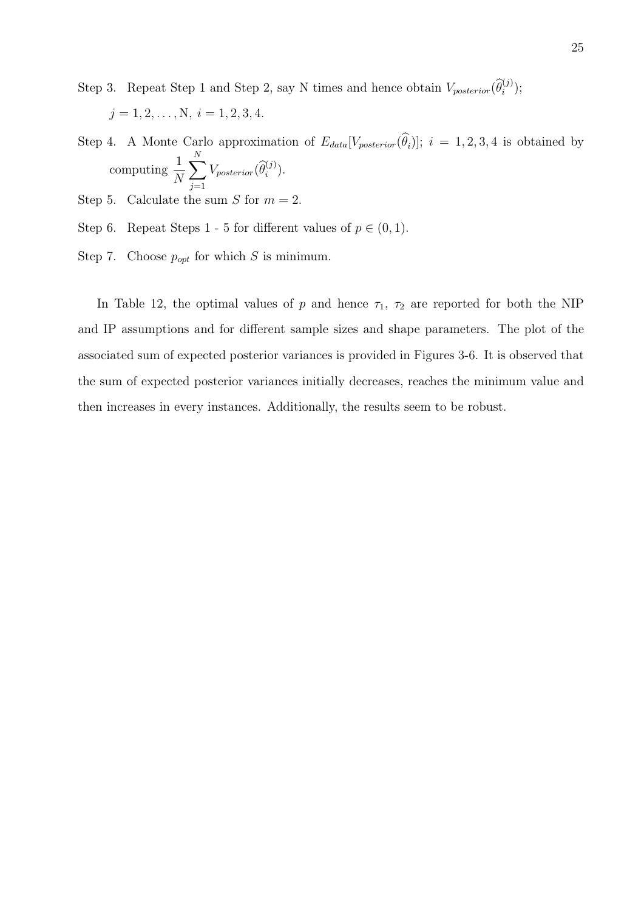Step 3. Repeat Step 1 and Step 2, say N times and hence obtain $V_{posterior}(\widehat{\theta}_i^{(j)})$; $j = 1, 2, \ldots, \mathrm{N}$, $i = 1, 2, 3, 4$.

Step 4. A Monte Carlo approximation of $E_{data}[V_{posterior}(\widehat{\theta}_i)]$; $i = 1, 2, 3, 4$ is obtained by computing $\dfrac{1}{N}\displaystyle\sum_{j=1}^{N} V_{posterior}(\widehat{\theta}_i^{(j)})$.

Step 5. Calculate the sum $S$ for $m = 2$.

Step 6. Repeat Steps 1 - 5 for different values of $p \in (0, 1)$.

Step 7. Choose $p_{opt}$ for which $S$ is minimum.

In Table 12, the optimal values of $p$ and hence $\tau_1$, $\tau_2$ are reported for both the NIP and IP assumptions and for different sample sizes and shape parameters. The plot of the associated sum of expected posterior variances is provided in Figures 3-6. It is observed that the sum of expected posterior variances initially decreases, reaches the minimum value and then increases in every instances. Additionally, the results seem to be robust.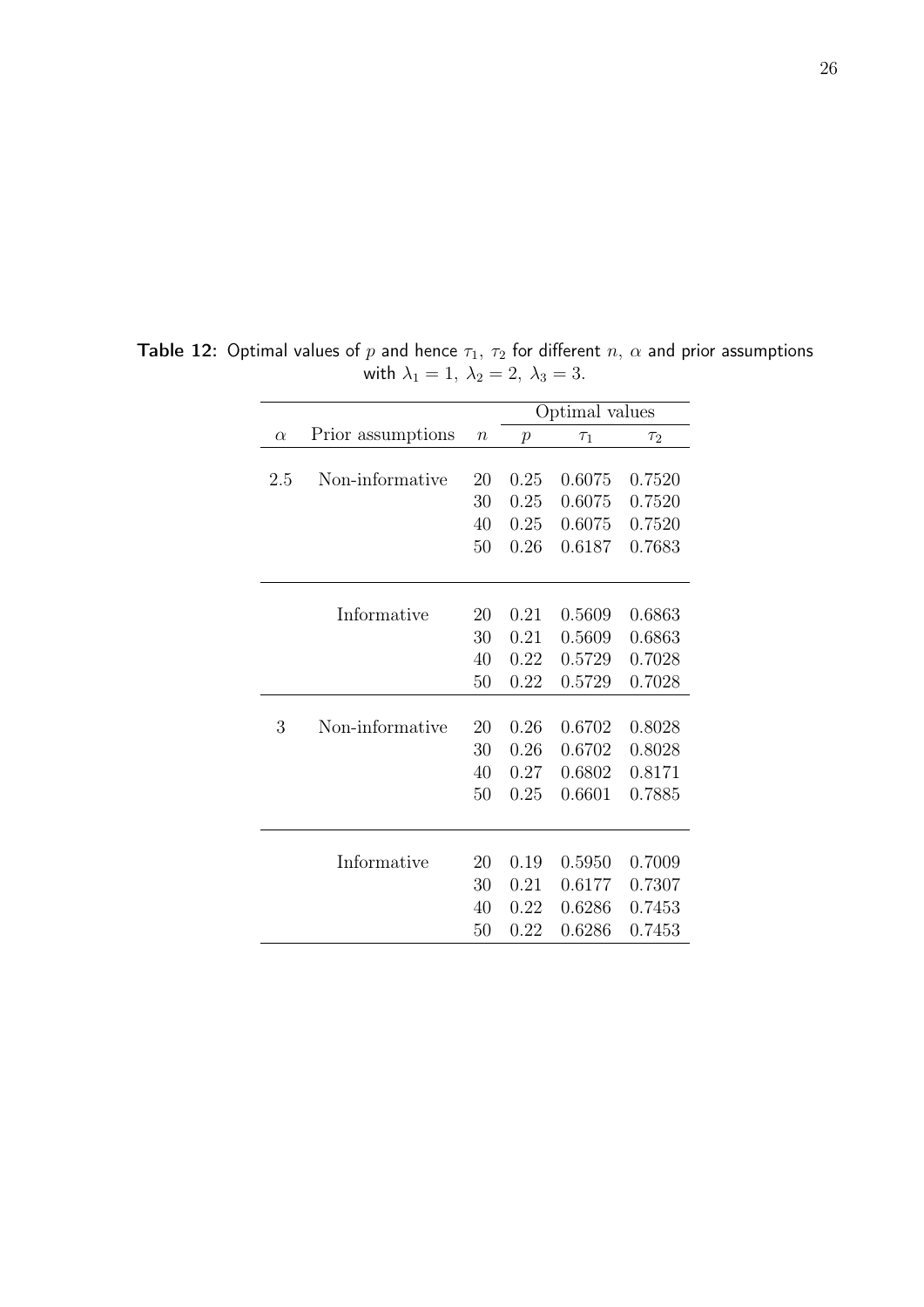**Table 12:** Optimal values of $p$ and hence $\tau_1$, $\tau_2$ for different $n$, $\alpha$ and prior assumptions with $\lambda_1 = 1,\ \lambda_2 = 2,\ \lambda_3 = 3$.

| $\alpha$ | Prior assumptions | $n$ | Optimal values | | |
|---|---|---|---|---|---|
| | | | $p$ | $\tau_1$ | $\tau_2$ |
| 2.5 | Non-informative | 20 | 0.25 | 0.6075 | 0.7520 |
| | | 30 | 0.25 | 0.6075 | 0.7520 |
| | | 40 | 0.25 | 0.6075 | 0.7520 |
| | | 50 | 0.26 | 0.6187 | 0.7683 |
| | Informative | 20 | 0.21 | 0.5609 | 0.6863 |
| | | 30 | 0.21 | 0.5609 | 0.6863 |
| | | 40 | 0.22 | 0.5729 | 0.7028 |
| | | 50 | 0.22 | 0.5729 | 0.7028 |
| 3 | Non-informative | 20 | 0.26 | 0.6702 | 0.8028 |
| | | 30 | 0.26 | 0.6702 | 0.8028 |
| | | 40 | 0.27 | 0.6802 | 0.8171 |
| | | 50 | 0.25 | 0.6601 | 0.7885 |
| | Informative | 20 | 0.19 | 0.5950 | 0.7009 |
| | | 30 | 0.21 | 0.6177 | 0.7307 |
| | | 40 | 0.22 | 0.6286 | 0.7453 |
| | | 50 | 0.22 | 0.6286 | 0.7453 |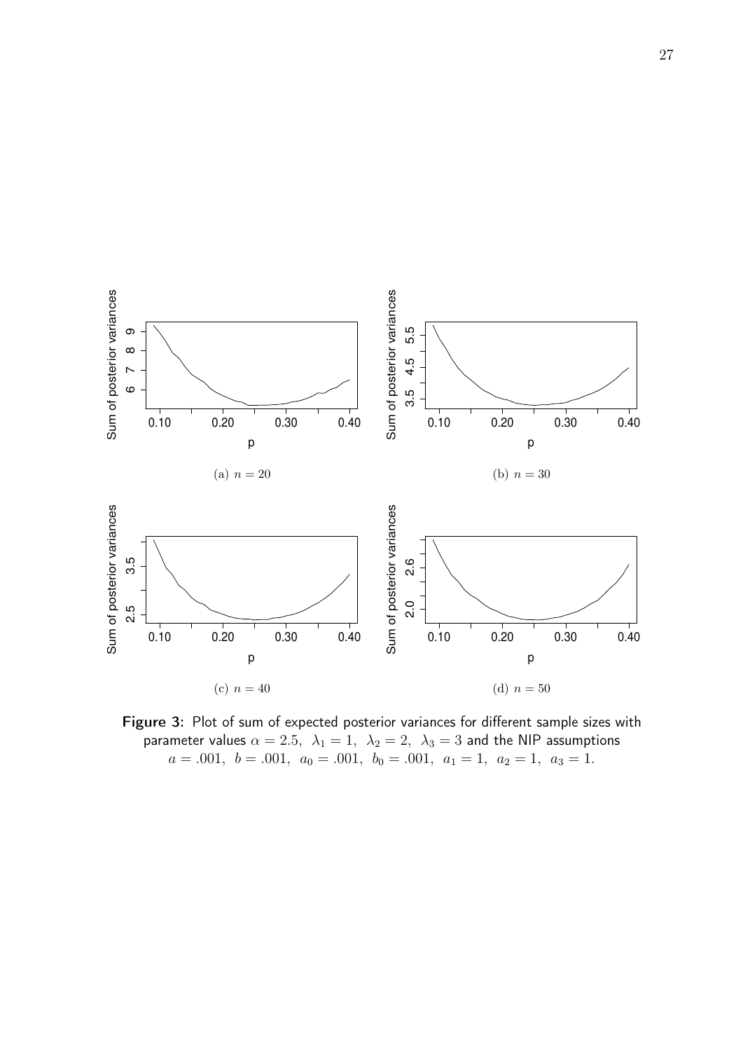(a) $n = 20$

(b) $n = 30$

(c) $n = 40$

(d) $n = 50$

**Figure 3:** Plot of sum of expected posterior variances for different sample sizes with parameter values $\alpha = 2.5,\ \ \lambda_1 = 1,\ \ \lambda_2 = 2,\ \ \lambda_3 = 3$ and the NIP assumptions $a = .001,\ \ b = .001,\ \ a_0 = .001,\ \ b_0 = .001,\ \ a_1 = 1,\ \ a_2 = 1,\ \ a_3 = 1.$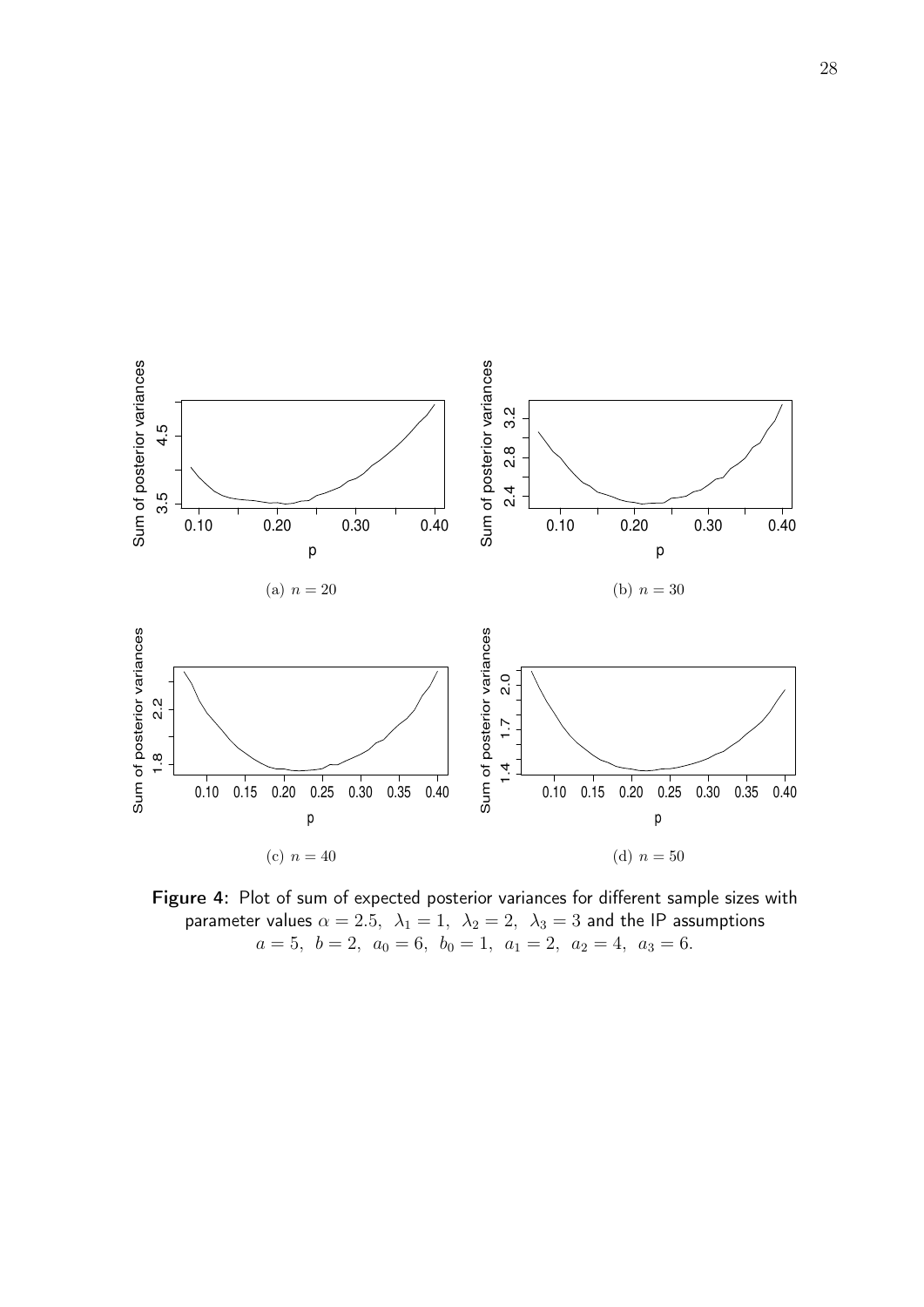(a) $n = 20$

(b) $n = 30$

(c) $n = 40$

(d) $n = 50$

**Figure 4:** Plot of sum of expected posterior variances for different sample sizes with parameter values $\alpha = 2.5,\ \lambda_1 = 1,\ \lambda_2 = 2,\ \lambda_3 = 3$ and the IP assumptions $a = 5,\ b = 2,\ a_0 = 6,\ b_0 = 1,\ a_1 = 2,\ a_2 = 4,\ a_3 = 6.$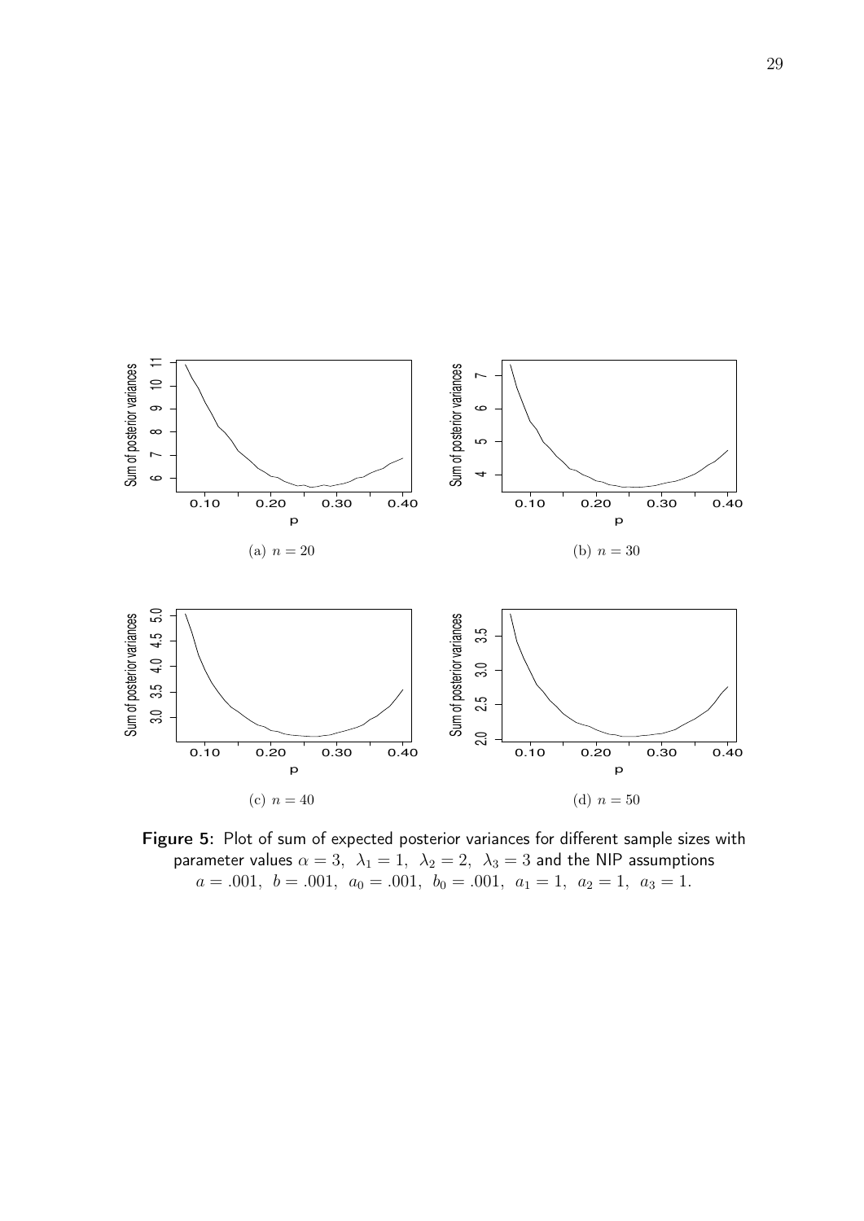(a) $n = 20$

(b) $n = 30$

(c) $n = 40$

(d) $n = 50$

**Figure 5:** Plot of sum of expected posterior variances for different sample sizes with parameter values $\alpha = 3,\ \lambda_1 = 1,\ \lambda_2 = 2,\ \lambda_3 = 3$ and the NIP assumptions $a = .001,\ b = .001,\ a_0 = .001,\ b_0 = .001,\ a_1 = 1,\ a_2 = 1,\ a_3 = 1.$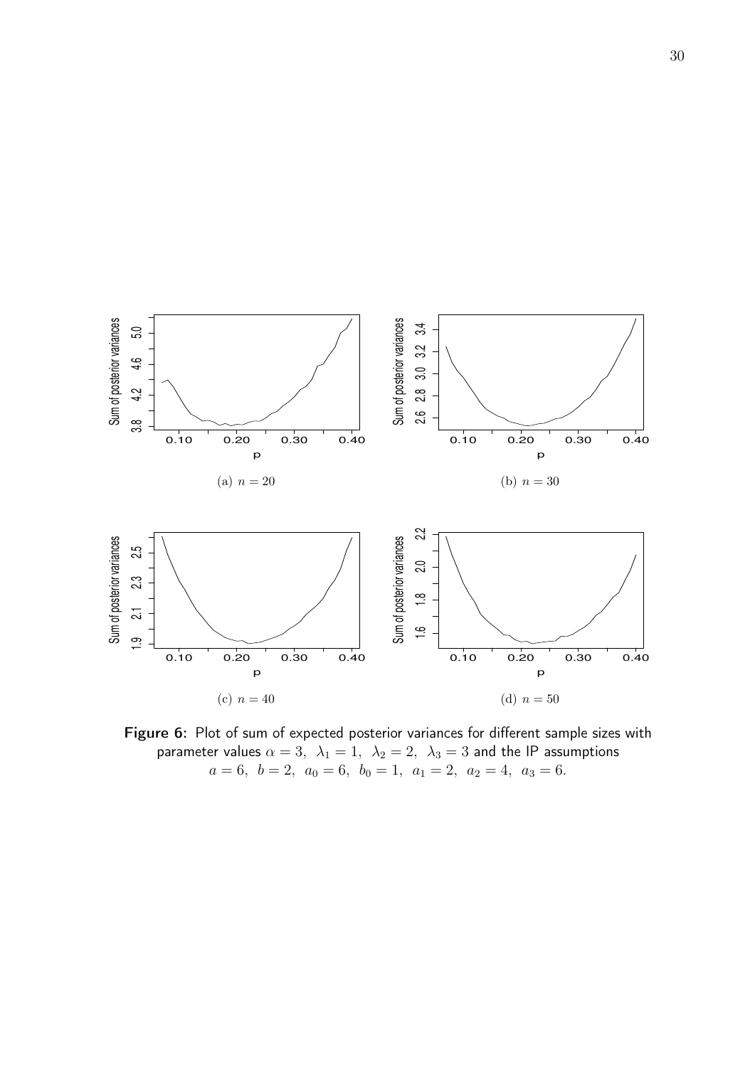(a) $n = 20$

(b) $n = 30$

(c) $n = 40$

(d) $n = 50$

**Figure 6:** Plot of sum of expected posterior variances for different sample sizes with parameter values $\alpha = 3,\ \lambda_1 = 1,\ \lambda_2 = 2,\ \lambda_3 = 3$ and the IP assumptions $a = 6,\ b = 2,\ a_0 = 6,\ b_0 = 1,\ a_1 = 2,\ a_2 = 4,\ a_3 = 6.$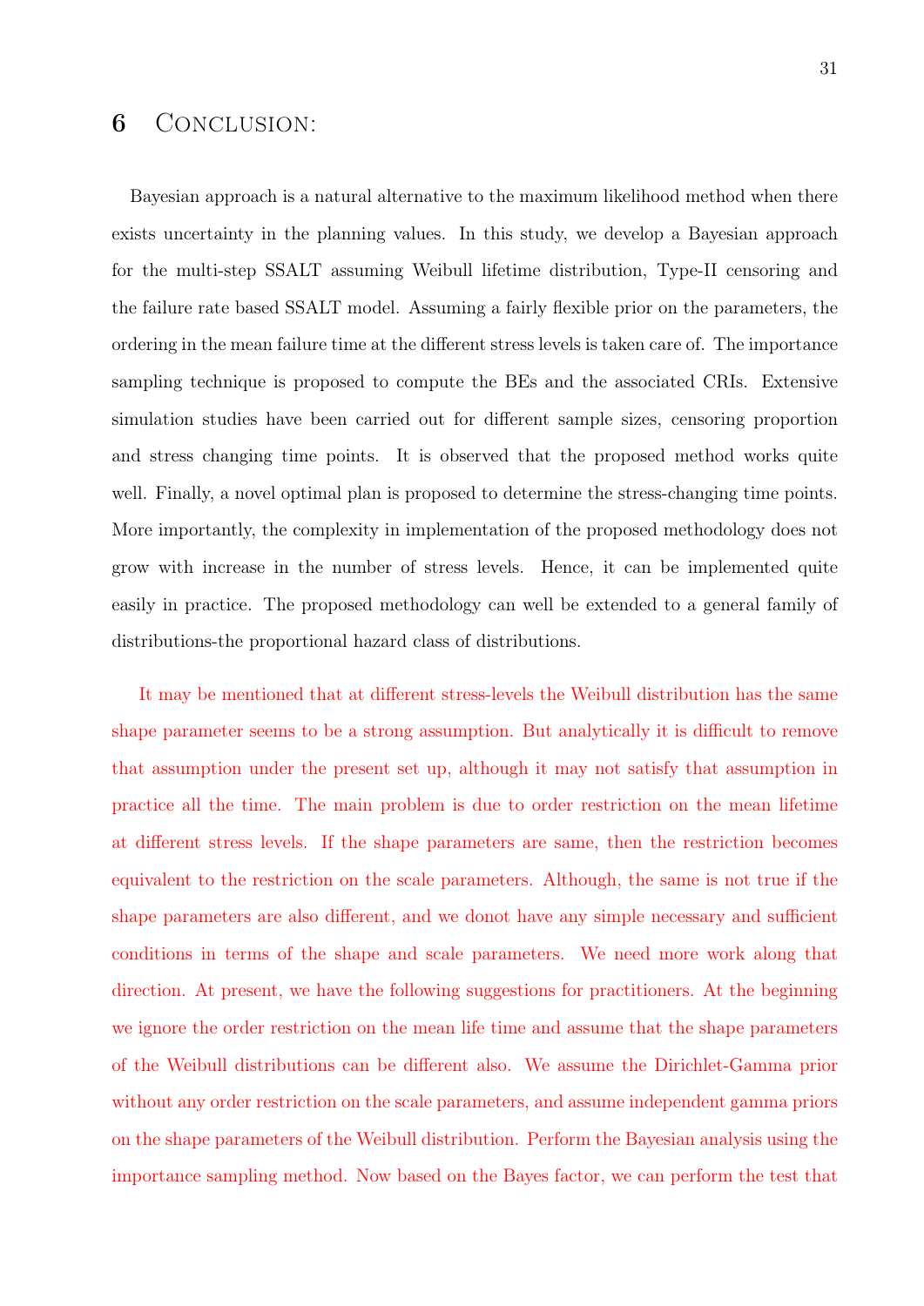## 6 Conclusion:

Bayesian approach is a natural alternative to the maximum likelihood method when there exists uncertainty in the planning values. In this study, we develop a Bayesian approach for the multi-step SSALT assuming Weibull lifetime distribution, Type-II censoring and the failure rate based SSALT model. Assuming a fairly flexible prior on the parameters, the ordering in the mean failure time at the different stress levels is taken care of. The importance sampling technique is proposed to compute the BEs and the associated CRIs. Extensive simulation studies have been carried out for different sample sizes, censoring proportion and stress changing time points. It is observed that the proposed method works quite well. Finally, a novel optimal plan is proposed to determine the stress-changing time points. More importantly, the complexity in implementation of the proposed methodology does not grow with increase in the number of stress levels. Hence, it can be implemented quite easily in practice. The proposed methodology can well be extended to a general family of distributions-the proportional hazard class of distributions.

It may be mentioned that at different stress-levels the Weibull distribution has the same shape parameter seems to be a strong assumption. But analytically it is difficult to remove that assumption under the present set up, although it may not satisfy that assumption in practice all the time. The main problem is due to order restriction on the mean lifetime at different stress levels. If the shape parameters are same, then the restriction becomes equivalent to the restriction on the scale parameters. Although, the same is not true if the shape parameters are also different, and we donot have any simple necessary and sufficient conditions in terms of the shape and scale parameters. We need more work along that direction. At present, we have the following suggestions for practitioners. At the beginning we ignore the order restriction on the mean life time and assume that the shape parameters of the Weibull distributions can be different also. We assume the Dirichlet-Gamma prior without any order restriction on the scale parameters, and assume independent gamma priors on the shape parameters of the Weibull distribution. Perform the Bayesian analysis using the importance sampling method. Now based on the Bayes factor, we can perform the test that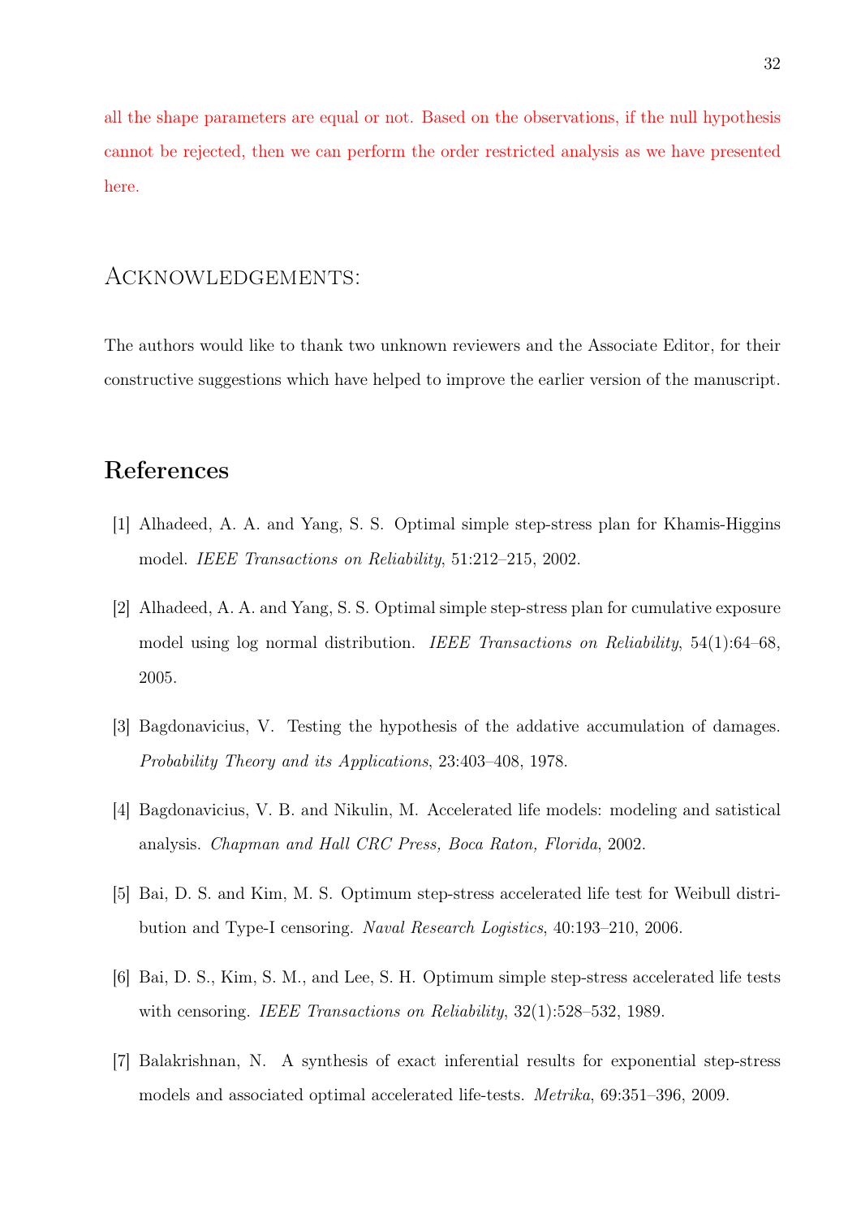all the shape parameters are equal or not. Based on the observations, if the null hypothesis cannot be rejected, then we can perform the order restricted analysis as we have presented here.

## Acknowledgements:

The authors would like to thank two unknown reviewers and the Associate Editor, for their constructive suggestions which have helped to improve the earlier version of the manuscript.

# References

[1] Alhadeed, A. A. and Yang, S. S. Optimal simple step-stress plan for Khamis-Higgins model. *IEEE Transactions on Reliability*, 51:212–215, 2002.

[2] Alhadeed, A. A. and Yang, S. S. Optimal simple step-stress plan for cumulative exposure model using log normal distribution. *IEEE Transactions on Reliability*, 54(1):64–68, 2005.

[3] Bagdonavicius, V. Testing the hypothesis of the addative accumulation of damages. *Probability Theory and its Applications*, 23:403–408, 1978.

[4] Bagdonavicius, V. B. and Nikulin, M. Accelerated life models: modeling and satistical analysis. *Chapman and Hall CRC Press, Boca Raton, Florida*, 2002.

[5] Bai, D. S. and Kim, M. S. Optimum step-stress accelerated life test for Weibull distribution and Type-I censoring. *Naval Research Logistics*, 40:193–210, 2006.

[6] Bai, D. S., Kim, S. M., and Lee, S. H. Optimum simple step-stress accelerated life tests with censoring. *IEEE Transactions on Reliability*, 32(1):528–532, 1989.

[7] Balakrishnan, N. A synthesis of exact inferential results for exponential step-stress models and associated optimal accelerated life-tests. *Metrika*, 69:351–396, 2009.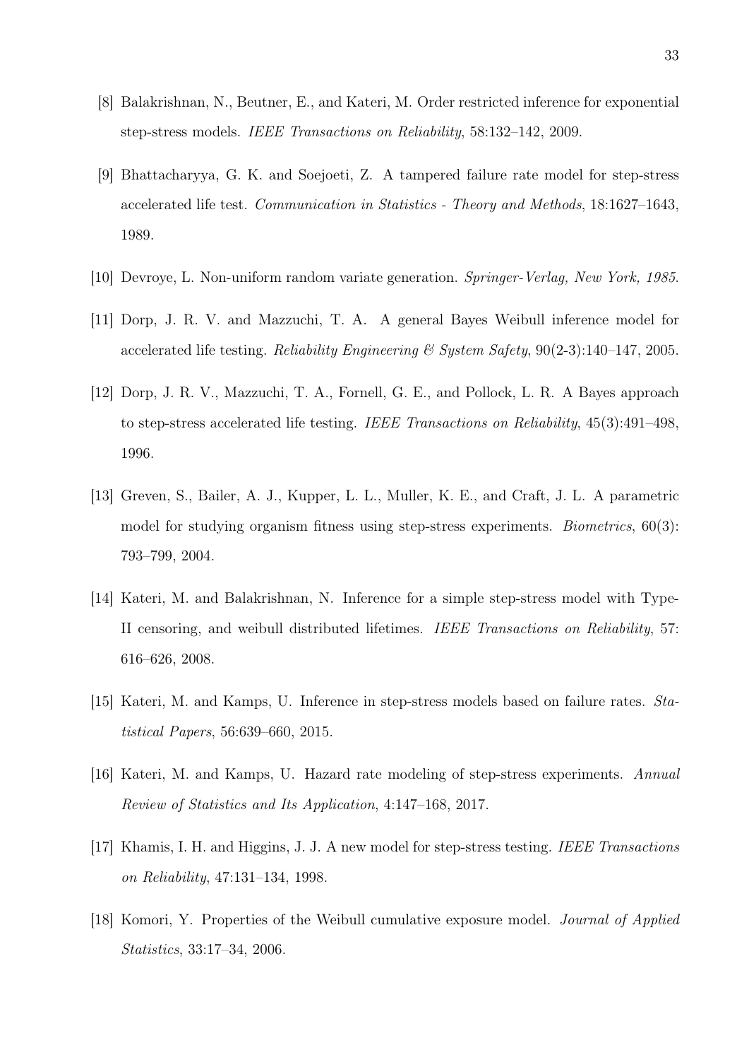[8] Balakrishnan, N., Beutner, E., and Kateri, M. Order restricted inference for exponential step-stress models. *IEEE Transactions on Reliability*, 58:132–142, 2009.

[9] Bhattacharyya, G. K. and Soejoeti, Z. A tampered failure rate model for step-stress accelerated life test. *Communication in Statistics - Theory and Methods*, 18:1627–1643, 1989.

[10] Devroye, L. Non-uniform random variate generation. *Springer-Verlag, New York, 1985.*

[11] Dorp, J. R. V. and Mazzuchi, T. A. A general Bayes Weibull inference model for accelerated life testing. *Reliability Engineering & System Safety*, 90(2-3):140–147, 2005.

[12] Dorp, J. R. V., Mazzuchi, T. A., Fornell, G. E., and Pollock, L. R. A Bayes approach to step-stress accelerated life testing. *IEEE Transactions on Reliability*, 45(3):491–498, 1996.

[13] Greven, S., Bailer, A. J., Kupper, L. L., Muller, K. E., and Craft, J. L. A parametric model for studying organism fitness using step-stress experiments. *Biometrics*, 60(3): 793–799, 2004.

[14] Kateri, M. and Balakrishnan, N. Inference for a simple step-stress model with Type-II censoring, and weibull distributed lifetimes. *IEEE Transactions on Reliability*, 57: 616–626, 2008.

[15] Kateri, M. and Kamps, U. Inference in step-stress models based on failure rates. *Statistical Papers*, 56:639–660, 2015.

[16] Kateri, M. and Kamps, U. Hazard rate modeling of step-stress experiments. *Annual Review of Statistics and Its Application*, 4:147–168, 2017.

[17] Khamis, I. H. and Higgins, J. J. A new model for step-stress testing. *IEEE Transactions on Reliability*, 47:131–134, 1998.

[18] Komori, Y. Properties of the Weibull cumulative exposure model. *Journal of Applied Statistics*, 33:17–34, 2006.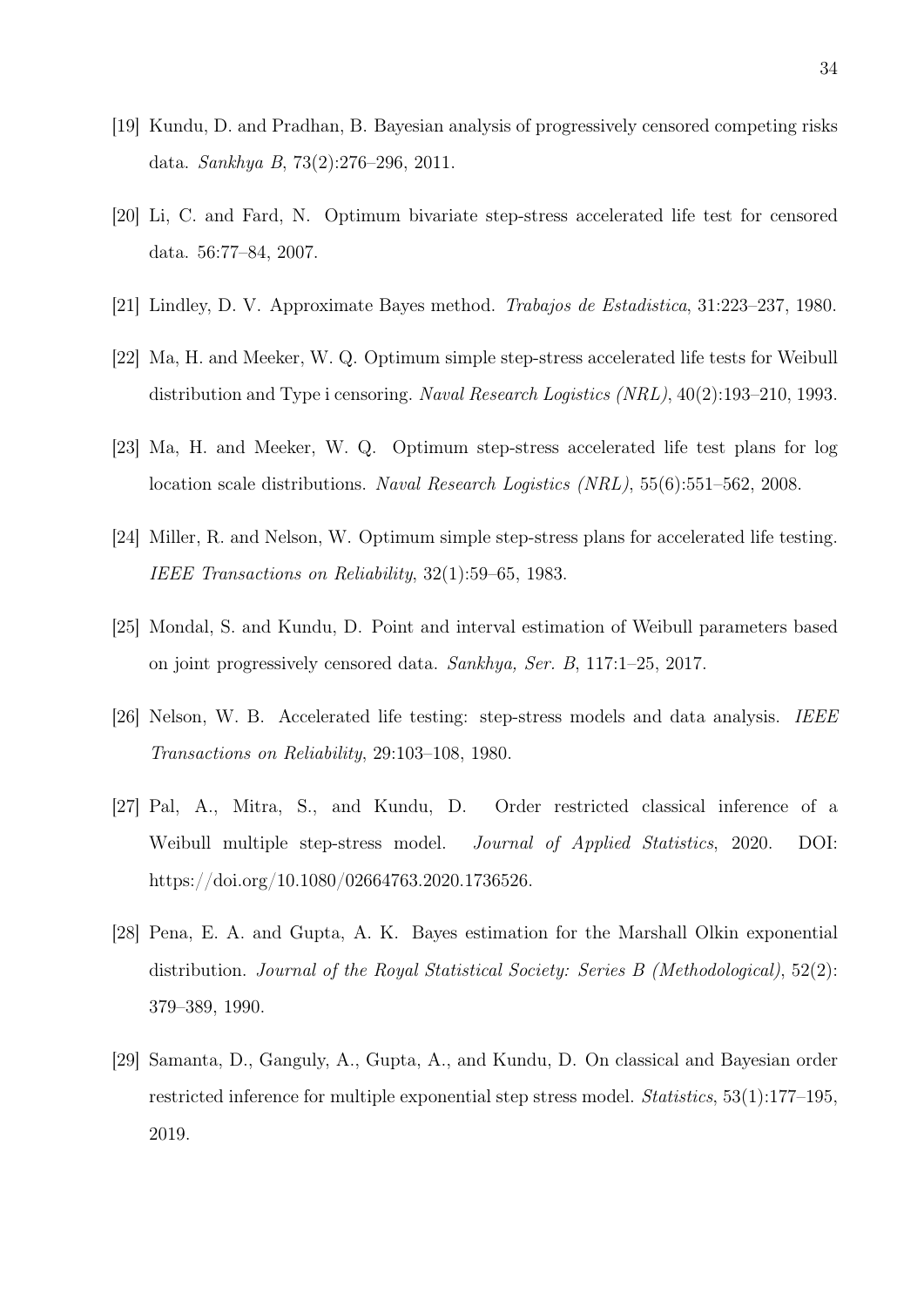[19] Kundu, D. and Pradhan, B. Bayesian analysis of progressively censored competing risks data. *Sankhya B*, 73(2):276–296, 2011.

[20] Li, C. and Fard, N. Optimum bivariate step-stress accelerated life test for censored data. 56:77–84, 2007.

[21] Lindley, D. V. Approximate Bayes method. *Trabajos de Estadistica*, 31:223–237, 1980.

[22] Ma, H. and Meeker, W. Q. Optimum simple step-stress accelerated life tests for Weibull distribution and Type i censoring. *Naval Research Logistics (NRL)*, 40(2):193–210, 1993.

[23] Ma, H. and Meeker, W. Q. Optimum step-stress accelerated life test plans for log location scale distributions. *Naval Research Logistics (NRL)*, 55(6):551–562, 2008.

[24] Miller, R. and Nelson, W. Optimum simple step-stress plans for accelerated life testing. *IEEE Transactions on Reliability*, 32(1):59–65, 1983.

[25] Mondal, S. and Kundu, D. Point and interval estimation of Weibull parameters based on joint progressively censored data. *Sankhya, Ser. B*, 117:1–25, 2017.

[26] Nelson, W. B. Accelerated life testing: step-stress models and data analysis. *IEEE Transactions on Reliability*, 29:103–108, 1980.

[27] Pal, A., Mitra, S., and Kundu, D. Order restricted classical inference of a Weibull multiple step-stress model. *Journal of Applied Statistics*, 2020. DOI: https://doi.org/10.1080/02664763.2020.1736526.

[28] Pena, E. A. and Gupta, A. K. Bayes estimation for the Marshall Olkin exponential distribution. *Journal of the Royal Statistical Society: Series B (Methodological)*, 52(2): 379–389, 1990.

[29] Samanta, D., Ganguly, A., Gupta, A., and Kundu, D. On classical and Bayesian order restricted inference for multiple exponential step stress model. *Statistics*, 53(1):177–195, 2019.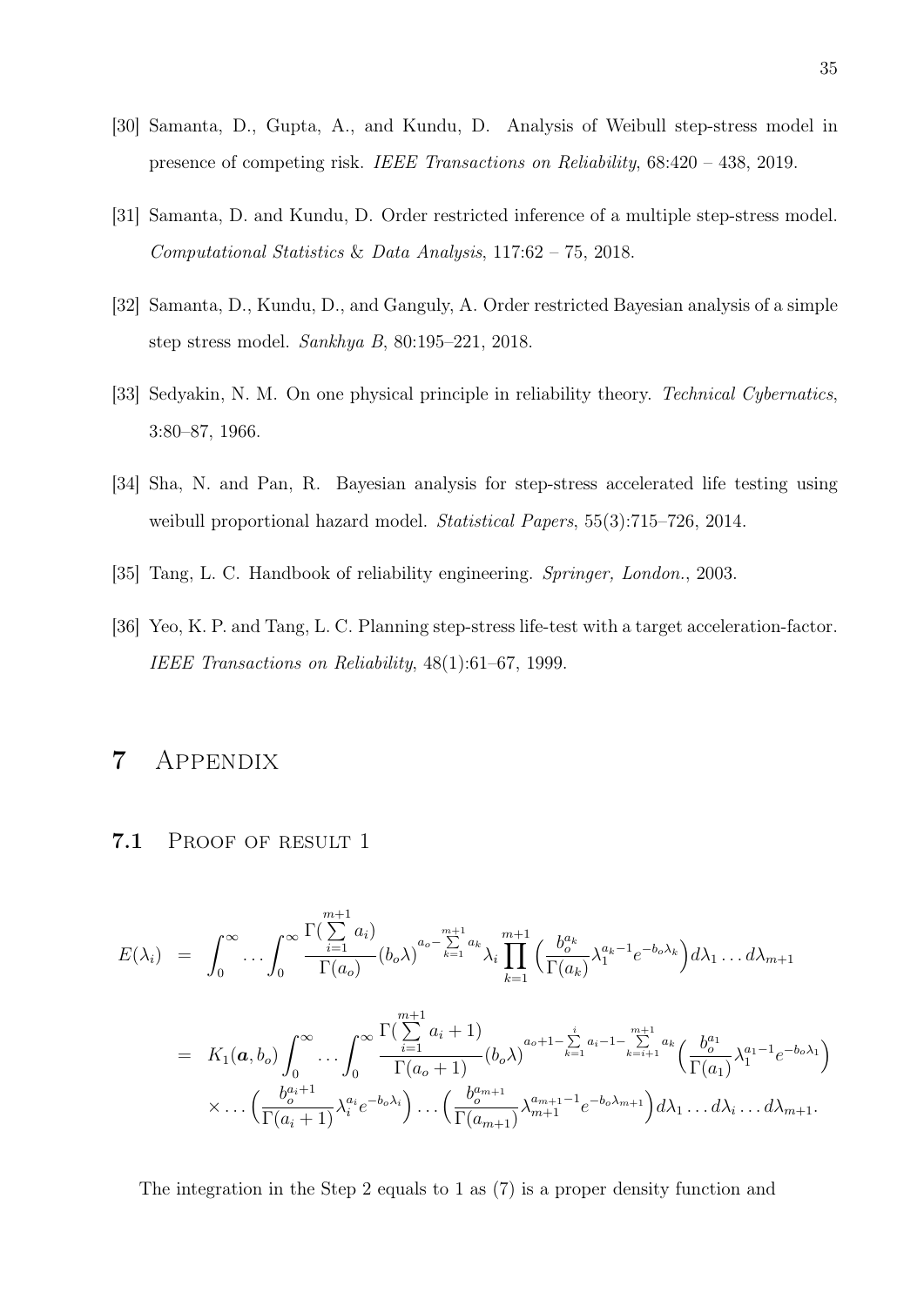[30] Samanta, D., Gupta, A., and Kundu, D. Analysis of Weibull step-stress model in presence of competing risk. *IEEE Transactions on Reliability*, 68:420 – 438, 2019.

[31] Samanta, D. and Kundu, D. Order restricted inference of a multiple step-stress model. *Computational Statistics* & *Data Analysis*, 117:62 – 75, 2018.

[32] Samanta, D., Kundu, D., and Ganguly, A. Order restricted Bayesian analysis of a simple step stress model. *Sankhya B*, 80:195–221, 2018.

[33] Sedyakin, N. M. On one physical principle in reliability theory. *Technical Cybernatics*, 3:80–87, 1966.

[34] Sha, N. and Pan, R. Bayesian analysis for step-stress accelerated life testing using weibull proportional hazard model. *Statistical Papers*, 55(3):715–726, 2014.

[35] Tang, L. C. Handbook of reliability engineering. *Springer, London.*, 2003.

[36] Yeo, K. P. and Tang, L. C. Planning step-stress life-test with a target acceleration-factor. *IEEE Transactions on Reliability*, 48(1):61–67, 1999.

# 7 Appendix

## 7.1 Proof of result 1

$$
\begin{aligned}
E(\lambda_i) &= \int_0^\infty \dots \int_0^\infty \frac{\Gamma(\sum\limits_{i=1}^{m+1} a_i)}{\Gamma(a_o)} (b_o\lambda)^{a_o - \sum\limits_{k=1}^{m+1} a_k} \lambda_i \prod_{k=1}^{m+1} \Big( \frac{b_o^{a_k}}{\Gamma(a_k)} \lambda_1^{a_k - 1} e^{-b_o\lambda_k} \Big) d\lambda_1 \dots d\lambda_{m+1} \\
&= K_1(\boldsymbol{a}, b_o) \int_0^\infty \dots \int_0^\infty \frac{\Gamma(\sum\limits_{i=1}^{m+1} a_i + 1)}{\Gamma(a_o + 1)} (b_o\lambda)^{a_o + 1 - \sum\limits_{k=1}^{i} a_i - 1 - \sum\limits_{k=i+1}^{m+1} a_k} \Big( \frac{b_o^{a_1}}{\Gamma(a_1)} \lambda_1^{a_1 - 1} e^{-b_o\lambda_1} \Big) \\
&\quad \times \dots \Big( \frac{b_o^{a_i + 1}}{\Gamma(a_i + 1)} \lambda_i^{a_i} e^{-b_o\lambda_i} \Big) \dots \Big( \frac{b_o^{a_{m+1}}}{\Gamma(a_{m+1})} \lambda_{m+1}^{a_{m+1} - 1} e^{-b_o\lambda_{m+1}} \Big) d\lambda_1 \dots d\lambda_i \dots d\lambda_{m+1}.
\end{aligned}
$$

The integration in the Step 2 equals to 1 as (7) is a proper density function and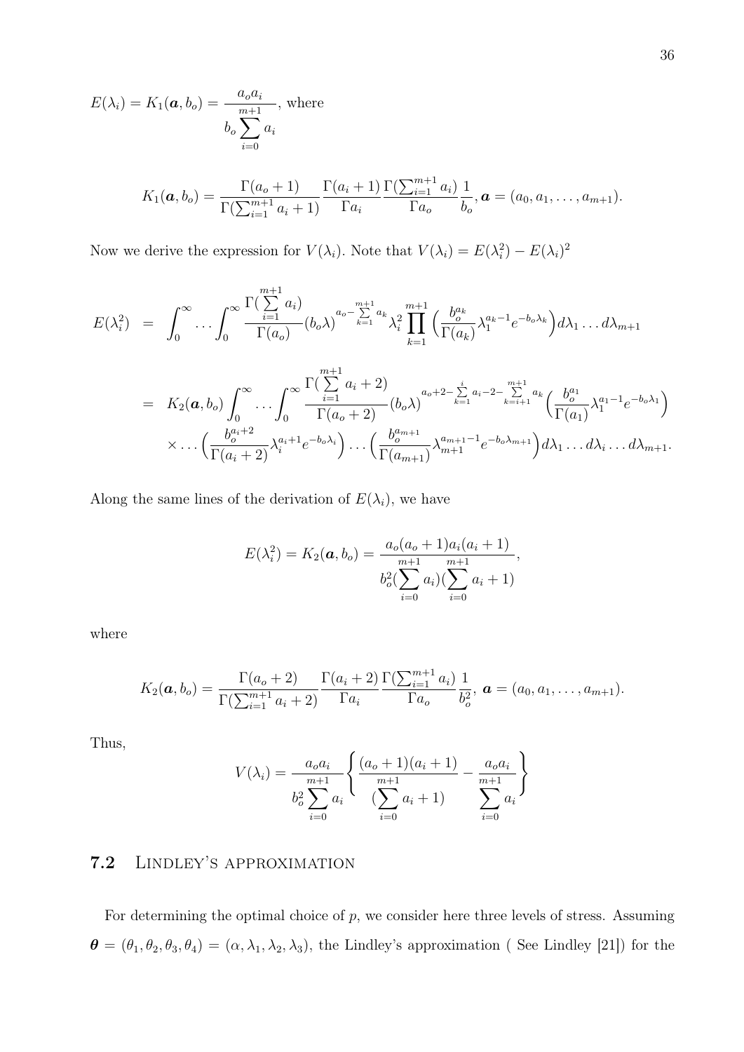$$E(\lambda_i) = K_1(\boldsymbol{a}, b_o) = \frac{a_o a_i}{b_o \sum_{i=0}^{m+1} a_i}, \text{ where}$$

$$K_1(\boldsymbol{a}, b_o) = \frac{\Gamma(a_o+1)}{\Gamma(\sum_{i=1}^{m+1} a_i + 1)} \frac{\Gamma(a_i+1)}{\Gamma a_i} \frac{\Gamma(\sum_{i=1}^{m+1} a_i)}{\Gamma a_o} \frac{1}{b_o}, \boldsymbol{a} = (a_0, a_1, \ldots, a_{m+1}).$$

Now we derive the expression for $V(\lambda_i)$. Note that $V(\lambda_i) = E(\lambda_i^2) - E(\lambda_i)^2$

$$\begin{aligned}
E(\lambda_i^2) &= \int_0^\infty \cdots \int_0^\infty \frac{\Gamma(\sum_{i=1}^{m+1} a_i)}{\Gamma(a_o)} (b_o \lambda)^{a_o - \sum_{k=1}^{m+1} a_k} \lambda_i^2 \prod_{k=1}^{m+1} \Big( \frac{b_o^{a_k}}{\Gamma(a_k)} \lambda_1^{a_k - 1} e^{-b_o \lambda_k} \Big) d\lambda_1 \ldots d\lambda_{m+1} \\
&= K_2(\boldsymbol{a}, b_o) \int_0^\infty \cdots \int_0^\infty \frac{\Gamma(\sum_{i=1}^{m+1} a_i + 2)}{\Gamma(a_o + 2)} (b_o \lambda)^{a_o + 2 - \sum_{k=1}^{i} a_i - 2 - \sum_{k=i+1}^{m+1} a_k} \Big( \frac{b_o^{a_1}}{\Gamma(a_1)} \lambda_1^{a_1 - 1} e^{-b_o \lambda_1} \Big) \\
&\quad \times \cdots \Big( \frac{b_o^{a_i + 2}}{\Gamma(a_i + 2)} \lambda_i^{a_i + 1} e^{-b_o \lambda_i} \Big) \cdots \Big( \frac{b_o^{a_{m+1}}}{\Gamma(a_{m+1})} \lambda_{m+1}^{a_{m+1} - 1} e^{-b_o \lambda_{m+1}} \Big) d\lambda_1 \ldots d\lambda_i \ldots d\lambda_{m+1}.
\end{aligned}$$

Along the same lines of the derivation of $E(\lambda_i)$, we have

$$E(\lambda_i^2) = K_2(\boldsymbol{a}, b_o) = \frac{a_o(a_o+1)a_i(a_i+1)}{b_o^2 (\sum_{i=0}^{m+1} a_i)(\sum_{i=0}^{m+1} a_i + 1)},$$

where

$$K_2(\boldsymbol{a}, b_o) = \frac{\Gamma(a_o+2)}{\Gamma(\sum_{i=1}^{m+1} a_i + 2)} \frac{\Gamma(a_i+2)}{\Gamma a_i} \frac{\Gamma(\sum_{i=1}^{m+1} a_i)}{\Gamma a_o} \frac{1}{b_o^2}, \ \boldsymbol{a} = (a_0, a_1, \ldots, a_{m+1}).$$

Thus,

$$V(\lambda_i) = \frac{a_o a_i}{b_o^2 \sum_{i=0}^{m+1} a_i} \left\{ \frac{(a_o+1)(a_i+1)}{(\sum_{i=0}^{m+1} a_i + 1)} - \frac{a_o a_i}{\sum_{i=0}^{m+1} a_i} \right\}$$

## 7.2 Lindley's approximation

For determining the optimal choice of $p$, we consider here three levels of stress. Assuming $\boldsymbol{\theta} = (\theta_1, \theta_2, \theta_3, \theta_4) = (\alpha, \lambda_1, \lambda_2, \lambda_3)$, the Lindley's approximation ( See Lindley [21]) for the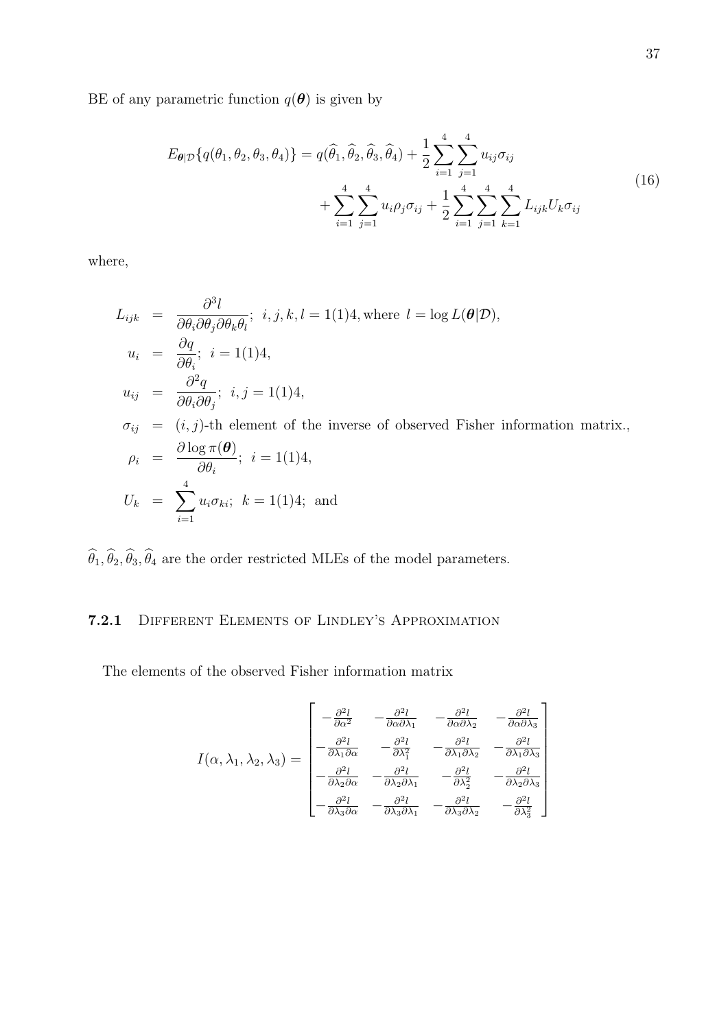BE of any parametric function $q(\boldsymbol{\theta})$ is given by

$$
\begin{aligned}
E_{\boldsymbol{\theta}|\mathcal{D}}\{q(\theta_1, \theta_2, \theta_3, \theta_4)\} = q(\widehat{\theta}_1, \widehat{\theta}_2, \widehat{\theta}_3, \widehat{\theta}_4) + \frac{1}{2}\sum_{i=1}^{4}\sum_{j=1}^{4} u_{ij}\sigma_{ij} \\
+ \sum_{i=1}^{4}\sum_{j=1}^{4} u_i\rho_j\sigma_{ij} + \frac{1}{2}\sum_{i=1}^{4}\sum_{j=1}^{4}\sum_{k=1}^{4} L_{ijk}U_k\sigma_{ij}
\end{aligned}
\tag{16}
$$

where,

$$
\begin{aligned}
L_{ijk} &= \frac{\partial^3 l}{\partial\theta_i\partial\theta_j\partial\theta_k\theta_l};\ \ i,j,k,l = 1(1)4, \text{where } \ l = \log L(\boldsymbol{\theta}|\mathcal{D}), \\
u_i &= \frac{\partial q}{\partial\theta_i};\ \ i = 1(1)4, \\
u_{ij} &= \frac{\partial^2 q}{\partial\theta_i\partial\theta_j};\ \ i,j = 1(1)4, \\
\sigma_{ij} &= (i,j)\text{-th element of the inverse of observed Fisher information matrix.}, \\
\rho_i &= \frac{\partial \log\pi(\boldsymbol{\theta})}{\partial\theta_i};\ \ i = 1(1)4, \\
U_k &= \sum_{i=1}^{4} u_i\sigma_{ki};\ \ k = 1(1)4;\ \text{ and}
\end{aligned}
$$

$\widehat{\theta}_1, \widehat{\theta}_2, \widehat{\theta}_3, \widehat{\theta}_4$ are the order restricted MLEs of the model parameters.

### 7.2.1 Different Elements of Lindley's Approximation

The elements of the observed Fisher information matrix

$$
I(\alpha, \lambda_1, \lambda_2, \lambda_3) = \begin{bmatrix}
-\frac{\partial^2 l}{\partial\alpha^2} & -\frac{\partial^2 l}{\partial\alpha\partial\lambda_1} & -\frac{\partial^2 l}{\partial\alpha\partial\lambda_2} & -\frac{\partial^2 l}{\partial\alpha\partial\lambda_3} \\
-\frac{\partial^2 l}{\partial\lambda_1\partial\alpha} & -\frac{\partial^2 l}{\partial\lambda_1^2} & -\frac{\partial^2 l}{\partial\lambda_1\partial\lambda_2} & -\frac{\partial^2 l}{\partial\lambda_1\partial\lambda_3} \\
-\frac{\partial^2 l}{\partial\lambda_2\partial\alpha} & -\frac{\partial^2 l}{\partial\lambda_2\partial\lambda_1} & -\frac{\partial^2 l}{\partial\lambda_2^2} & -\frac{\partial^2 l}{\partial\lambda_2\partial\lambda_3} \\
-\frac{\partial^2 l}{\partial\lambda_3\partial\alpha} & -\frac{\partial^2 l}{\partial\lambda_3\partial\lambda_1} & -\frac{\partial^2 l}{\partial\lambda_3\partial\lambda_2} & -\frac{\partial^2 l}{\partial\lambda_3^2}
\end{bmatrix}
$$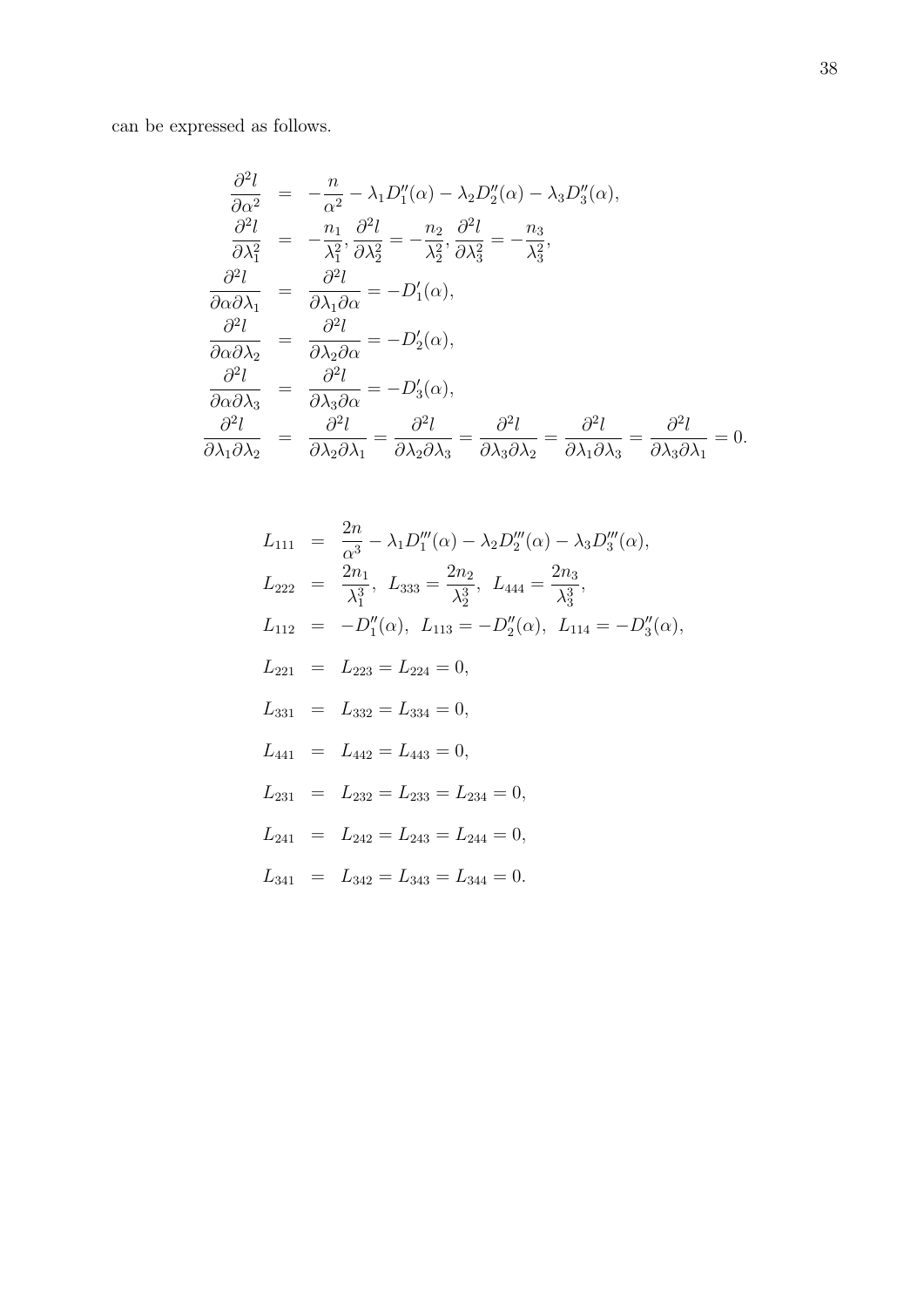can be expressed as follows.

$$
\begin{aligned}
\frac{\partial^2 l}{\partial \alpha^2} &= -\frac{n}{\alpha^2} - \lambda_1 D_1''(\alpha) - \lambda_2 D_2''(\alpha) - \lambda_3 D_3''(\alpha), \\
\frac{\partial^2 l}{\partial \lambda_1^2} &= -\frac{n_1}{\lambda_1^2}, \frac{\partial^2 l}{\partial \lambda_2^2} = -\frac{n_2}{\lambda_2^2}, \frac{\partial^2 l}{\partial \lambda_3^2} = -\frac{n_3}{\lambda_3^2}, \\
\frac{\partial^2 l}{\partial \alpha \partial \lambda_1} &= \frac{\partial^2 l}{\partial \lambda_1 \partial \alpha} = -D_1'(\alpha), \\
\frac{\partial^2 l}{\partial \alpha \partial \lambda_2} &= \frac{\partial^2 l}{\partial \lambda_2 \partial \alpha} = -D_2'(\alpha), \\
\frac{\partial^2 l}{\partial \alpha \partial \lambda_3} &= \frac{\partial^2 l}{\partial \lambda_3 \partial \alpha} = -D_3'(\alpha), \\
\frac{\partial^2 l}{\partial \lambda_1 \partial \lambda_2} &= \frac{\partial^2 l}{\partial \lambda_2 \partial \lambda_1} = \frac{\partial^2 l}{\partial \lambda_2 \partial \lambda_3} = \frac{\partial^2 l}{\partial \lambda_3 \partial \lambda_2} = \frac{\partial^2 l}{\partial \lambda_1 \partial \lambda_3} = \frac{\partial^2 l}{\partial \lambda_3 \partial \lambda_1} = 0.
\end{aligned}
$$

$$
\begin{aligned}
L_{111} &= \frac{2n}{\alpha^3} - \lambda_1 D_1'''(\alpha) - \lambda_2 D_2'''(\alpha) - \lambda_3 D_3'''(\alpha), \\
L_{222} &= \frac{2n_1}{\lambda_1^3}, \;\; L_{333} = \frac{2n_2}{\lambda_2^3}, \;\; L_{444} = \frac{2n_3}{\lambda_3^3}, \\
L_{112} &= -D_1''(\alpha), \;\; L_{113} = -D_2''(\alpha), \;\; L_{114} = -D_3''(\alpha), \\
L_{221} &= L_{223} = L_{224} = 0, \\
L_{331} &= L_{332} = L_{334} = 0, \\
L_{441} &= L_{442} = L_{443} = 0, \\
L_{231} &= L_{232} = L_{233} = L_{234} = 0, \\
L_{241} &= L_{242} = L_{243} = L_{244} = 0, \\
L_{341} &= L_{342} = L_{343} = L_{344} = 0.
\end{aligned}
$$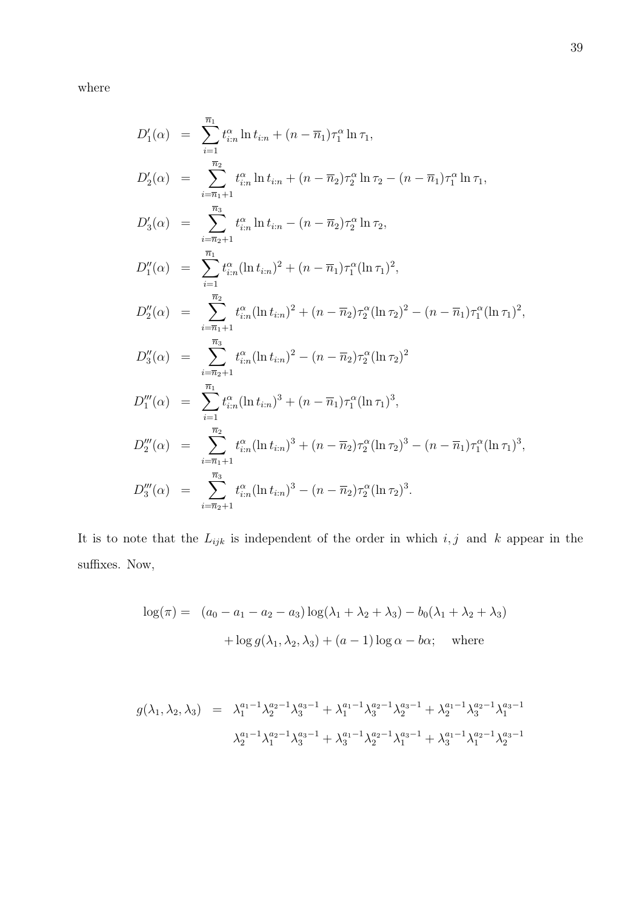where

$$
\begin{aligned}
D_1'(\alpha) &= \sum_{i=1}^{\overline{n}_1} t_{i:n}^{\alpha} \ln t_{i:n} + (n - \overline{n}_1)\tau_1^{\alpha} \ln \tau_1, \\
D_2'(\alpha) &= \sum_{i=\overline{n}_1+1}^{\overline{n}_2} t_{i:n}^{\alpha} \ln t_{i:n} + (n - \overline{n}_2)\tau_2^{\alpha} \ln \tau_2 - (n - \overline{n}_1)\tau_1^{\alpha} \ln \tau_1, \\
D_3'(\alpha) &= \sum_{i=\overline{n}_2+1}^{\overline{n}_3} t_{i:n}^{\alpha} \ln t_{i:n} - (n - \overline{n}_2)\tau_2^{\alpha} \ln \tau_2, \\
D_1''(\alpha) &= \sum_{i=1}^{\overline{n}_1} t_{i:n}^{\alpha} (\ln t_{i:n})^2 + (n - \overline{n}_1)\tau_1^{\alpha} (\ln \tau_1)^2, \\
D_2''(\alpha) &= \sum_{i=\overline{n}_1+1}^{\overline{n}_2} t_{i:n}^{\alpha} (\ln t_{i:n})^2 + (n - \overline{n}_2)\tau_2^{\alpha} (\ln \tau_2)^2 - (n - \overline{n}_1)\tau_1^{\alpha} (\ln \tau_1)^2, \\
D_3''(\alpha) &= \sum_{i=\overline{n}_2+1}^{\overline{n}_3} t_{i:n}^{\alpha} (\ln t_{i:n})^2 - (n - \overline{n}_2)\tau_2^{\alpha} (\ln \tau_2)^2 \\
D_1'''(\alpha) &= \sum_{i=1}^{\overline{n}_1} t_{i:n}^{\alpha} (\ln t_{i:n})^3 + (n - \overline{n}_1)\tau_1^{\alpha} (\ln \tau_1)^3, \\
D_2'''(\alpha) &= \sum_{i=\overline{n}_1+1}^{\overline{n}_2} t_{i:n}^{\alpha} (\ln t_{i:n})^3 + (n - \overline{n}_2)\tau_2^{\alpha} (\ln \tau_2)^3 - (n - \overline{n}_1)\tau_1^{\alpha} (\ln \tau_1)^3, \\
D_3'''(\alpha) &= \sum_{i=\overline{n}_2+1}^{\overline{n}_3} t_{i:n}^{\alpha} (\ln t_{i:n})^3 - (n - \overline{n}_2)\tau_2^{\alpha} (\ln \tau_2)^3.
\end{aligned}
$$

It is to note that the $L_{ijk}$ is independent of the order in which $i, j$ and $k$ appear in the suffixes. Now,

$$
\begin{aligned}
\log(\pi) = \;& (a_0 - a_1 - a_2 - a_3)\log(\lambda_1 + \lambda_2 + \lambda_3) - b_0(\lambda_1 + \lambda_2 + \lambda_3) \\
& + \log g(\lambda_1, \lambda_2, \lambda_3) + (a - 1)\log \alpha - b\alpha; \quad \text{where}
\end{aligned}
$$

$$
\begin{aligned}
g(\lambda_1, \lambda_2, \lambda_3) &= \lambda_1^{a_1-1}\lambda_2^{a_2-1}\lambda_3^{a_3-1} + \lambda_1^{a_1-1}\lambda_3^{a_2-1}\lambda_2^{a_3-1} + \lambda_2^{a_1-1}\lambda_3^{a_2-1}\lambda_1^{a_3-1} \\
& \lambda_2^{a_1-1}\lambda_1^{a_2-1}\lambda_3^{a_3-1} + \lambda_3^{a_1-1}\lambda_2^{a_2-1}\lambda_1^{a_3-1} + \lambda_3^{a_1-1}\lambda_1^{a_2-1}\lambda_2^{a_3-1}
\end{aligned}
$$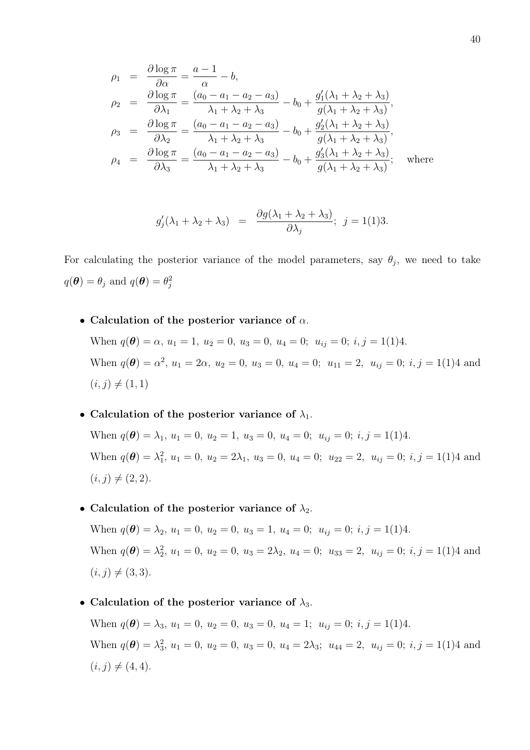$$
\begin{aligned}
\rho_1 &= \frac{\partial \log \pi}{\partial \alpha} = \frac{a-1}{\alpha} - b, \\
\rho_2 &= \frac{\partial \log \pi}{\partial \lambda_1} = \frac{(a_0 - a_1 - a_2 - a_3)}{\lambda_1 + \lambda_2 + \lambda_3} - b_0 + \frac{g_1'(\lambda_1 + \lambda_2 + \lambda_3)}{g(\lambda_1 + \lambda_2 + \lambda_3)}, \\
\rho_3 &= \frac{\partial \log \pi}{\partial \lambda_2} = \frac{(a_0 - a_1 - a_2 - a_3)}{\lambda_1 + \lambda_2 + \lambda_3} - b_0 + \frac{g_2'(\lambda_1 + \lambda_2 + \lambda_3)}{g(\lambda_1 + \lambda_2 + \lambda_3)}, \\
\rho_4 &= \frac{\partial \log \pi}{\partial \lambda_3} = \frac{(a_0 - a_1 - a_2 - a_3)}{\lambda_1 + \lambda_2 + \lambda_3} - b_0 + \frac{g_3'(\lambda_1 + \lambda_2 + \lambda_3)}{g(\lambda_1 + \lambda_2 + \lambda_3)}; \quad \text{where}
\end{aligned}
$$

$$
g_j'(\lambda_1 + \lambda_2 + \lambda_3) = \frac{\partial g(\lambda_1 + \lambda_2 + \lambda_3)}{\partial \lambda_j}; \;\; j = 1(1)3.
$$

For calculating the posterior variance of the model parameters, say $\theta_j$, we need to take $q(\boldsymbol{\theta}) = \theta_j$ and $q(\boldsymbol{\theta}) = \theta_j^2$

- **Calculation of the posterior variance of** $\alpha$.

  When $q(\boldsymbol{\theta}) = \alpha$, $u_1 = 1,\ u_2 = 0,\ u_3 = 0,\ u_4 = 0;\ \ u_{ij} = 0;\ i, j = 1(1)4.$

  When $q(\boldsymbol{\theta}) = \alpha^2$, $u_1 = 2\alpha,\ u_2 = 0,\ u_3 = 0,\ u_4 = 0;\ \ u_{11} = 2,\ \ u_{ij} = 0;\ i, j = 1(1)4$ and $(i, j) \neq (1, 1)$

- **Calculation of the posterior variance of** $\lambda_1$.

  When $q(\boldsymbol{\theta}) = \lambda_1$, $u_1 = 0,\ u_2 = 1,\ u_3 = 0,\ u_4 = 0;\ \ u_{ij} = 0;\ i, j = 1(1)4.$

  When $q(\boldsymbol{\theta}) = \lambda_1^2$, $u_1 = 0,\ u_2 = 2\lambda_1,\ u_3 = 0,\ u_4 = 0;\ \ u_{22} = 2,\ \ u_{ij} = 0;\ i, j = 1(1)4$ and $(i, j) \neq (2, 2)$.

- **Calculation of the posterior variance of** $\lambda_2$.

  When $q(\boldsymbol{\theta}) = \lambda_2$, $u_1 = 0,\ u_2 = 0,\ u_3 = 1,\ u_4 = 0;\ \ u_{ij} = 0;\ i, j = 1(1)4.$

  When $q(\boldsymbol{\theta}) = \lambda_2^2$, $u_1 = 0,\ u_2 = 0,\ u_3 = 2\lambda_2,\ u_4 = 0;\ \ u_{33} = 2,\ \ u_{ij} = 0;\ i, j = 1(1)4$ and $(i, j) \neq (3, 3)$.

- **Calculation of the posterior variance of** $\lambda_3$.

  When $q(\boldsymbol{\theta}) = \lambda_3$, $u_1 = 0,\ u_2 = 0,\ u_3 = 0,\ u_4 = 1;\ \ u_{ij} = 0;\ i, j = 1(1)4.$

  When $q(\boldsymbol{\theta}) = \lambda_3^2$, $u_1 = 0,\ u_2 = 0,\ u_3 = 0,\ u_4 = 2\lambda_3;\ \ u_{44} = 2,\ \ u_{ij} = 0;\ i, j = 1(1)4$ and $(i, j) \neq (4, 4)$.